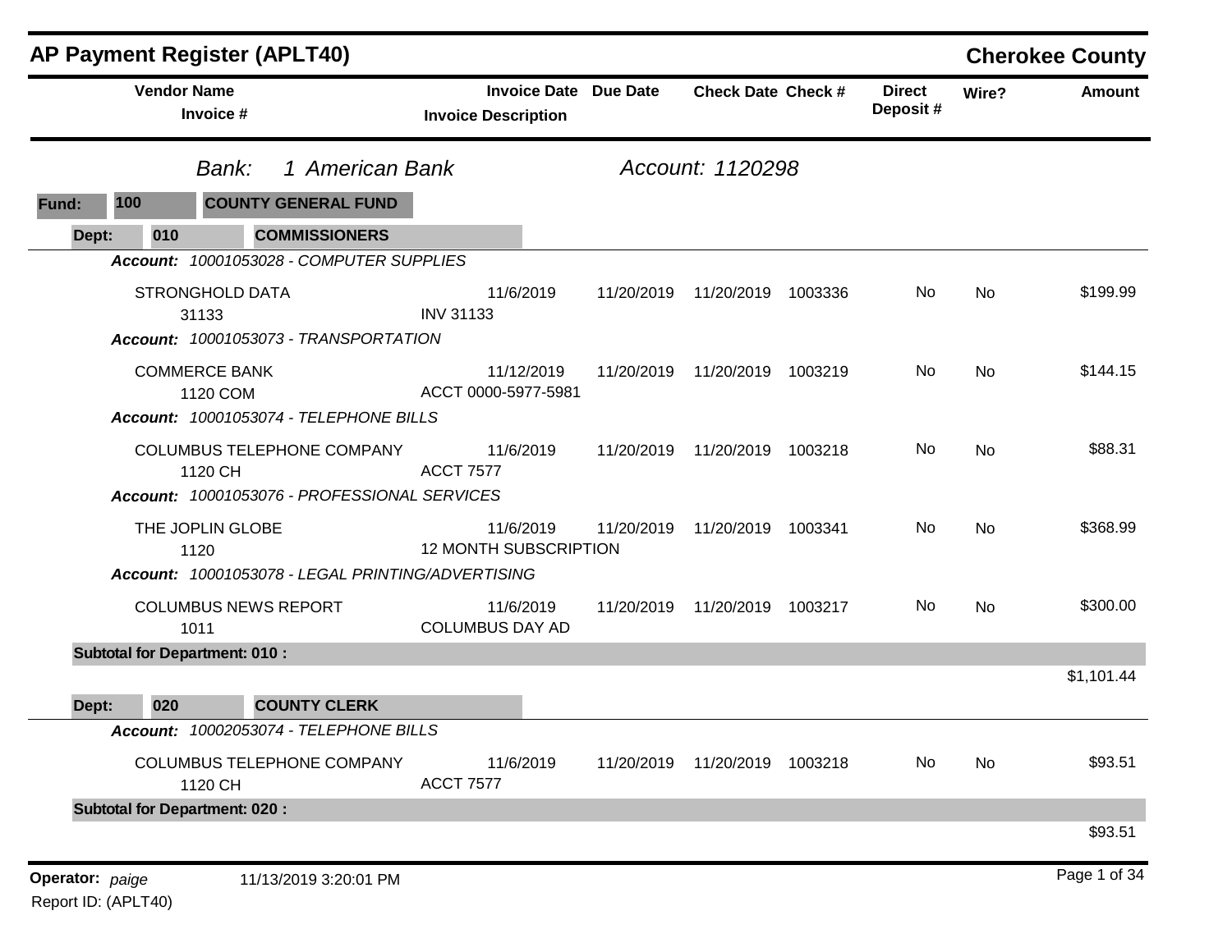# AP Payment Register (APLT40)

## Cherokee County

*Bank: 1 American Bank* *Account: 1120298*

**Fund: 100 COUNTY GENERAL FUND**

**Dept: 010 COMMISSIONERS**

| Vendor Name / Invoice # | Invoice Date / Invoice Description | Due Date | Check Date | Check # | Direct Deposit # | Wire? | Amount |
|---|---|---|---|---|---|---|---|
| ***Account: 10001053028 - COMPUTER SUPPLIES*** | | | | | | | |
| STRONGHOLD DATA<br>31133 | 11/6/2019<br>INV 31133 | 11/20/2019 | 11/20/2019 | 1003336 | No | No | $199.99 |
| ***Account: 10001053073 - TRANSPORTATION*** | | | | | | | |
| COMMERCE BANK<br>1120 COM | 11/12/2019<br>ACCT 0000-5977-5981 | 11/20/2019 | 11/20/2019 | 1003219 | No | No | $144.15 |
| ***Account: 10001053074 - TELEPHONE BILLS*** | | | | | | | |
| COLUMBUS TELEPHONE COMPANY<br>1120 CH | 11/6/2019<br>ACCT 7577 | 11/20/2019 | 11/20/2019 | 1003218 | No | No | $88.31 |
| ***Account: 10001053076 - PROFESSIONAL SERVICES*** | | | | | | | |
| THE JOPLIN GLOBE<br>1120 | 11/6/2019<br>12 MONTH SUBSCRIPTION | 11/20/2019 | 11/20/2019 | 1003341 | No | No | $368.99 |
| ***Account: 10001053078 - LEGAL PRINTING/ADVERTISING*** | | | | | | | |
| COLUMBUS NEWS REPORT<br>1011 | 11/6/2019<br>COLUMBUS DAY AD | 11/20/2019 | 11/20/2019 | 1003217 | No | No | $300.00 |
| **Subtotal for Department: 010 :** | | | | | | | $1,101.44 |

**Dept: 020 COUNTY CLERK**

| Vendor Name / Invoice # | Invoice Date / Invoice Description | Due Date | Check Date | Check # | Direct Deposit # | Wire? | Amount |
|---|---|---|---|---|---|---|---|
| ***Account: 10002053074 - TELEPHONE BILLS*** | | | | | | | |
| COLUMBUS TELEPHONE COMPANY<br>1120 CH | 11/6/2019<br>ACCT 7577 | 11/20/2019 | 11/20/2019 | 1003218 | No | No | $93.51 |
| **Subtotal for Department: 020 :** | | | | | | | $93.51 |

**Operator:** *paige* 11/13/2019 3:20:01 PM
Report ID: (APLT40)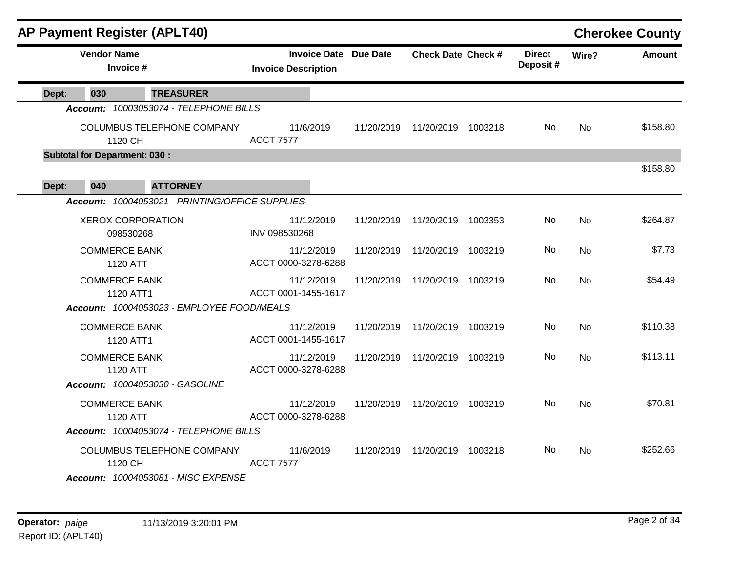## AP Payment Register (APLT40)

**Cherokee County**

| Vendor Name / Invoice # | Invoice Date / Invoice Description | Due Date | Check Date | Check # | Direct Deposit # | Wire? | Amount |
|---|---|---|---|---|---|---|---|
| **Dept: 030 TREASURER** | | | | | | | |
| ***Account: 10003053074 - TELEPHONE BILLS*** | | | | | | | |
| COLUMBUS TELEPHONE COMPANY<br>1120 CH | 11/6/2019<br>ACCT 7577 | 11/20/2019 | 11/20/2019 | 1003218 | No | No | $158.80 |
| **Subtotal for Department: 030 :** | | | | | | | $158.80 |
| **Dept: 040 ATTORNEY** | | | | | | | |
| ***Account: 10004053021 - PRINTING/OFFICE SUPPLIES*** | | | | | | | |
| XEROX CORPORATION<br>098530268 | 11/12/2019<br>INV 098530268 | 11/20/2019 | 11/20/2019 | 1003353 | No | No | $264.87 |
| COMMERCE BANK<br>1120 ATT | 11/12/2019<br>ACCT 0000-3278-6288 | 11/20/2019 | 11/20/2019 | 1003219 | No | No | $7.73 |
| COMMERCE BANK<br>1120 ATT1 | 11/12/2019<br>ACCT 0001-1455-1617 | 11/20/2019 | 11/20/2019 | 1003219 | No | No | $54.49 |
| ***Account: 10004053023 - EMPLOYEE FOOD/MEALS*** | | | | | | | |
| COMMERCE BANK<br>1120 ATT1 | 11/12/2019<br>ACCT 0001-1455-1617 | 11/20/2019 | 11/20/2019 | 1003219 | No | No | $110.38 |
| COMMERCE BANK<br>1120 ATT | 11/12/2019<br>ACCT 0000-3278-6288 | 11/20/2019 | 11/20/2019 | 1003219 | No | No | $113.11 |
| ***Account: 10004053030 - GASOLINE*** | | | | | | | |
| COMMERCE BANK<br>1120 ATT | 11/12/2019<br>ACCT 0000-3278-6288 | 11/20/2019 | 11/20/2019 | 1003219 | No | No | $70.81 |
| ***Account: 10004053074 - TELEPHONE BILLS*** | | | | | | | |
| COLUMBUS TELEPHONE COMPANY<br>1120 CH | 11/6/2019<br>ACCT 7577 | 11/20/2019 | 11/20/2019 | 1003218 | No | No | $252.66 |
| ***Account: 10004053081 - MISC EXPENSE*** | | | | | | | |

**Operator:** *paige* 11/13/2019 3:20:01 PM

Report ID: (APLT40)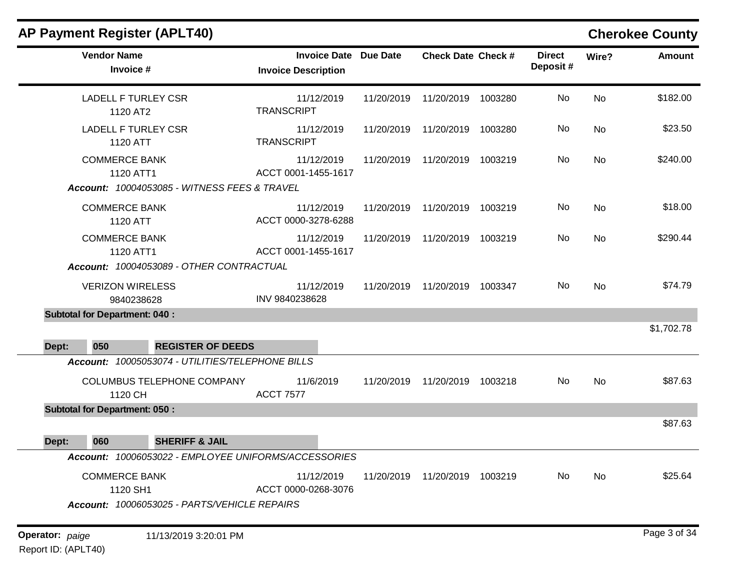## AP Payment Register (APLT40)

**Cherokee County**

| Vendor Name / Invoice # | Invoice Date / Invoice Description | Due Date | Check Date | Check # | Direct Deposit # | Wire? | Amount |
|---|---|---|---|---|---|---|---|
| LADELL F TURLEY CSR<br>1120 AT2 | 11/12/2019<br>TRANSCRIPT | 11/20/2019 | 11/20/2019 | 1003280 | No | No | $182.00 |
| LADELL F TURLEY CSR<br>1120 ATT | 11/12/2019<br>TRANSCRIPT | 11/20/2019 | 11/20/2019 | 1003280 | No | No | $23.50 |
| COMMERCE BANK<br>1120 ATT1 | 11/12/2019<br>ACCT 0001-1455-1617 | 11/20/2019 | 11/20/2019 | 1003219 | No | No | $240.00 |
| ***Account:** 10004053085 - WITNESS FEES & TRAVEL* | | | | | | | |
| COMMERCE BANK<br>1120 ATT | 11/12/2019<br>ACCT 0000-3278-6288 | 11/20/2019 | 11/20/2019 | 1003219 | No | No | $18.00 |
| COMMERCE BANK<br>1120 ATT1 | 11/12/2019<br>ACCT 0001-1455-1617 | 11/20/2019 | 11/20/2019 | 1003219 | No | No | $290.44 |
| ***Account:** 10004053089 - OTHER CONTRACTUAL* | | | | | | | |
| VERIZON WIRELESS<br>9840238628 | 11/12/2019<br>INV 9840238628 | 11/20/2019 | 11/20/2019 | 1003347 | No | No | $74.79 |
| **Subtotal for Department: 040 :** | | | | | | | $1,702.78 |

**Dept: 050 REGISTER OF DEEDS**

| Vendor Name / Invoice # | Invoice Date / Invoice Description | Due Date | Check Date | Check # | Direct Deposit # | Wire? | Amount |
|---|---|---|---|---|---|---|---|
| ***Account:** 10005053074 - UTILITIES/TELEPHONE BILLS* | | | | | | | |
| COLUMBUS TELEPHONE COMPANY<br>1120 CH | 11/6/2019<br>ACCT 7577 | 11/20/2019 | 11/20/2019 | 1003218 | No | No | $87.63 |
| **Subtotal for Department: 050 :** | | | | | | | $87.63 |

**Dept: 060 SHERIFF & JAIL**

| Vendor Name / Invoice # | Invoice Date / Invoice Description | Due Date | Check Date | Check # | Direct Deposit # | Wire? | Amount |
|---|---|---|---|---|---|---|---|
| ***Account:** 10006053022 - EMPLOYEE UNIFORMS/ACCESSORIES* | | | | | | | |
| COMMERCE BANK<br>1120 SH1 | 11/12/2019<br>ACCT 0000-0268-3076 | 11/20/2019 | 11/20/2019 | 1003219 | No | No | $25.64 |
| ***Account:** 10006053025 - PARTS/VEHICLE REPAIRS* | | | | | | | |

**Operator:** *paige* 11/13/2019 3:20:01 PM
Report ID: (APLT40)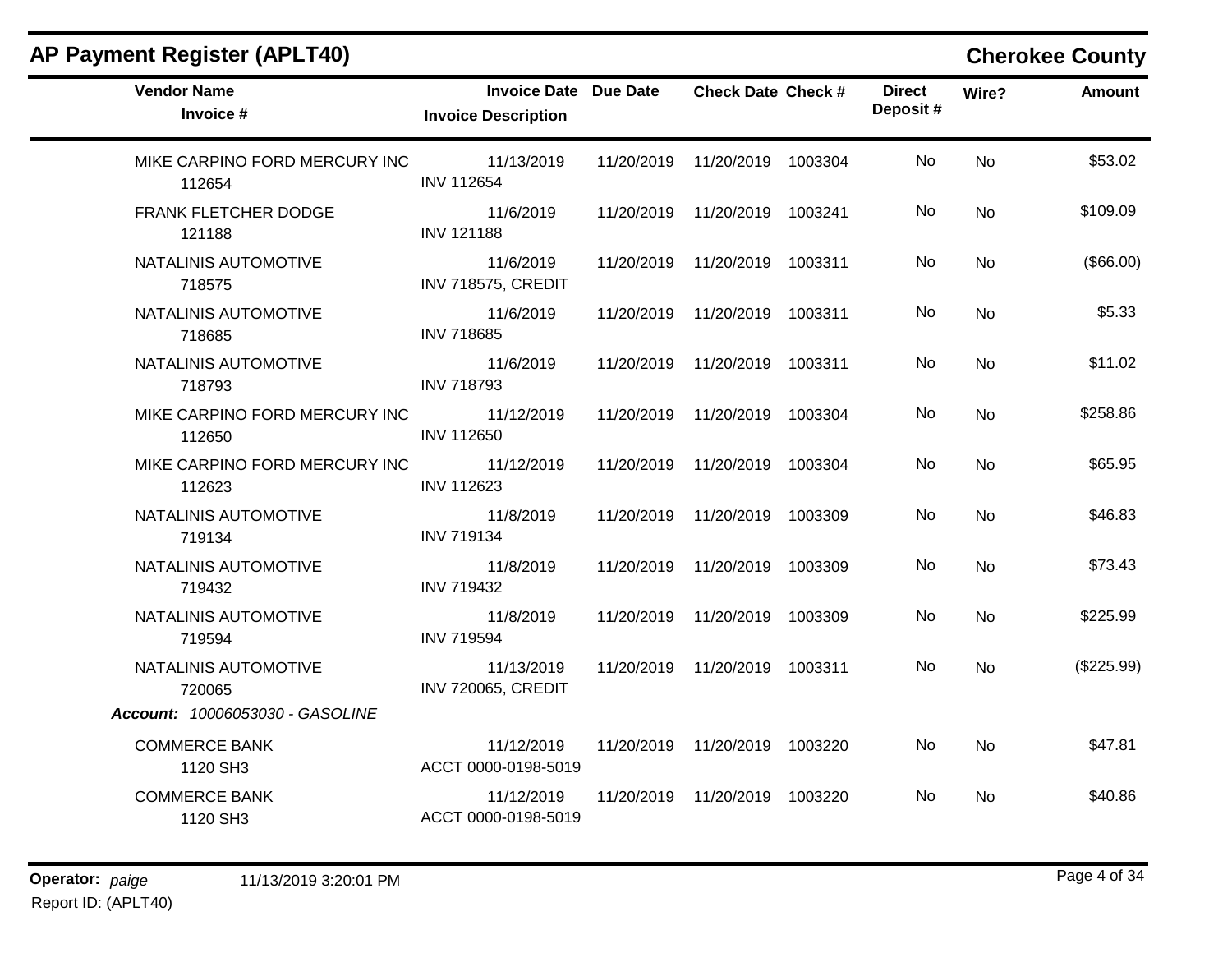## AP Payment Register (APLT40)

**Cherokee County**

| Vendor Name<br>Invoice # | Invoice Date<br>Invoice Description | Due Date | Check Date | Check # | Direct Deposit # | Wire? | Amount |
|---|---|---|---|---|---|---|---|
| MIKE CARPINO FORD MERCURY INC<br>112654 | 11/13/2019<br>INV 112654 | 11/20/2019 | 11/20/2019 | 1003304 | No | No | $53.02 |
| FRANK FLETCHER DODGE<br>121188 | 11/6/2019<br>INV 121188 | 11/20/2019 | 11/20/2019 | 1003241 | No | No | $109.09 |
| NATALINIS AUTOMOTIVE<br>718575 | 11/6/2019<br>INV 718575, CREDIT | 11/20/2019 | 11/20/2019 | 1003311 | No | No | ($66.00) |
| NATALINIS AUTOMOTIVE<br>718685 | 11/6/2019<br>INV 718685 | 11/20/2019 | 11/20/2019 | 1003311 | No | No | $5.33 |
| NATALINIS AUTOMOTIVE<br>718793 | 11/6/2019<br>INV 718793 | 11/20/2019 | 11/20/2019 | 1003311 | No | No | $11.02 |
| MIKE CARPINO FORD MERCURY INC<br>112650 | 11/12/2019<br>INV 112650 | 11/20/2019 | 11/20/2019 | 1003304 | No | No | $258.86 |
| MIKE CARPINO FORD MERCURY INC<br>112623 | 11/12/2019<br>INV 112623 | 11/20/2019 | 11/20/2019 | 1003304 | No | No | $65.95 |
| NATALINIS AUTOMOTIVE<br>719134 | 11/8/2019<br>INV 719134 | 11/20/2019 | 11/20/2019 | 1003309 | No | No | $46.83 |
| NATALINIS AUTOMOTIVE<br>719432 | 11/8/2019<br>INV 719432 | 11/20/2019 | 11/20/2019 | 1003309 | No | No | $73.43 |
| NATALINIS AUTOMOTIVE<br>719594 | 11/8/2019<br>INV 719594 | 11/20/2019 | 11/20/2019 | 1003309 | No | No | $225.99 |
| NATALINIS AUTOMOTIVE<br>720065 | 11/13/2019<br>INV 720065, CREDIT | 11/20/2019 | 11/20/2019 | 1003311 | No | No | ($225.99) |
| ***Account:** 10006053030 - GASOLINE* | | | | | | | |
| COMMERCE BANK<br>1120 SH3 | 11/12/2019<br>ACCT 0000-0198-5019 | 11/20/2019 | 11/20/2019 | 1003220 | No | No | $47.81 |
| COMMERCE BANK<br>1120 SH3 | 11/12/2019<br>ACCT 0000-0198-5019 | 11/20/2019 | 11/20/2019 | 1003220 | No | No | $40.86 |

**Operator:** *paige* 11/13/2019 3:20:01 PM

Report ID: (APLT40)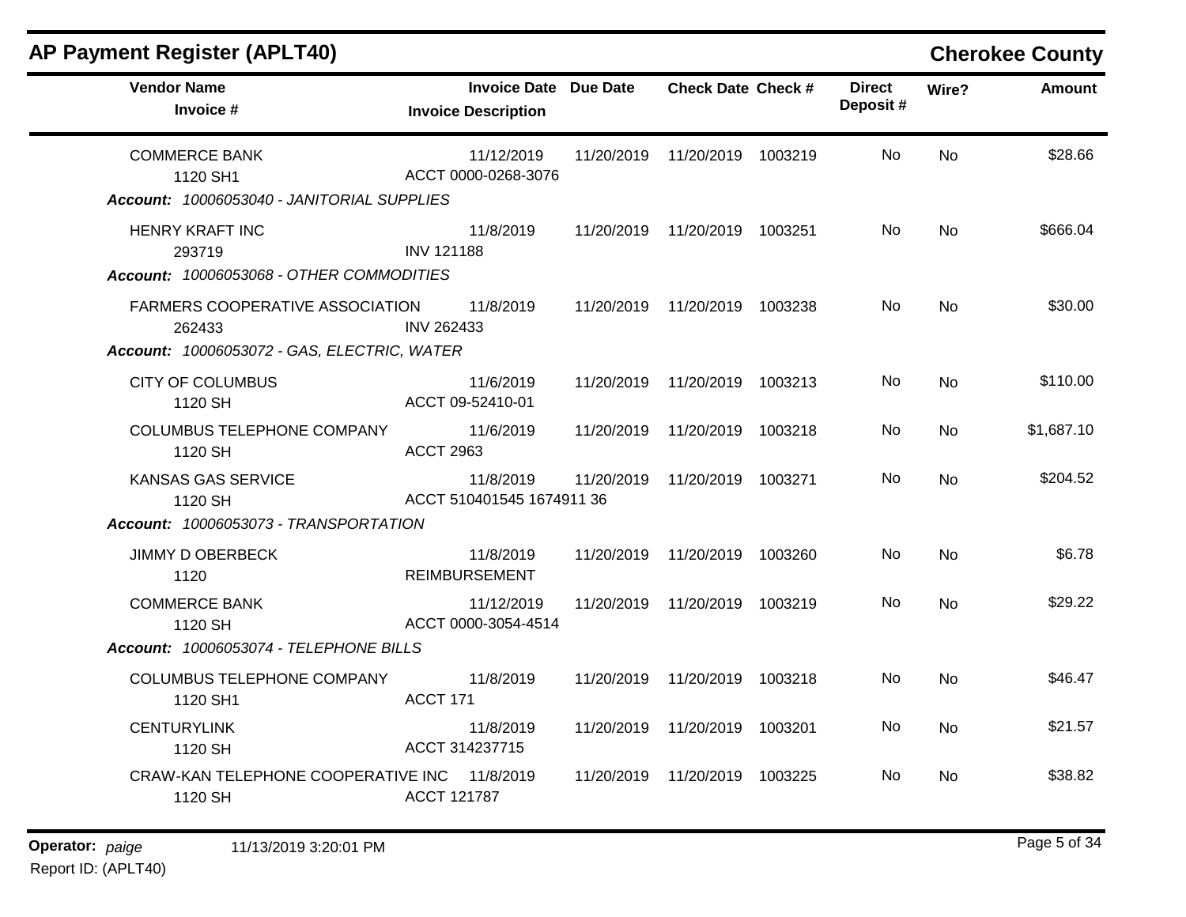## AP Payment Register (APLT40)

**Cherokee County**

| Vendor Name / Invoice # | Invoice Date / Invoice Description | Due Date | Check Date | Check # | Direct Deposit # | Wire? | Amount |
|---|---|---|---|---|---|---|---|
| COMMERCE BANK<br>1120 SH1 | 11/12/2019<br>ACCT 0000-0268-3076 | 11/20/2019 | 11/20/2019 | 1003219 | No | No | $28.66 |
| ***Account: 10006053040 - JANITORIAL SUPPLIES*** | | | | | | | |
| HENRY KRAFT INC<br>293719 | 11/8/2019<br>INV 121188 | 11/20/2019 | 11/20/2019 | 1003251 | No | No | $666.04 |
| ***Account: 10006053068 - OTHER COMMODITIES*** | | | | | | | |
| FARMERS COOPERATIVE ASSOCIATION<br>262433 | 11/8/2019<br>INV 262433 | 11/20/2019 | 11/20/2019 | 1003238 | No | No | $30.00 |
| ***Account: 10006053072 - GAS, ELECTRIC, WATER*** | | | | | | | |
| CITY OF COLUMBUS<br>1120 SH | 11/6/2019<br>ACCT 09-52410-01 | 11/20/2019 | 11/20/2019 | 1003213 | No | No | $110.00 |
| COLUMBUS TELEPHONE COMPANY<br>1120 SH | 11/6/2019<br>ACCT 2963 | 11/20/2019 | 11/20/2019 | 1003218 | No | No | $1,687.10 |
| KANSAS GAS SERVICE<br>1120 SH | 11/8/2019<br>ACCT 510401545 1674911 36 | 11/20/2019 | 11/20/2019 | 1003271 | No | No | $204.52 |
| ***Account: 10006053073 - TRANSPORTATION*** | | | | | | | |
| JIMMY D OBERBECK<br>1120 | 11/8/2019<br>REIMBURSEMENT | 11/20/2019 | 11/20/2019 | 1003260 | No | No | $6.78 |
| COMMERCE BANK<br>1120 SH | 11/12/2019<br>ACCT 0000-3054-4514 | 11/20/2019 | 11/20/2019 | 1003219 | No | No | $29.22 |
| ***Account: 10006053074 - TELEPHONE BILLS*** | | | | | | | |
| COLUMBUS TELEPHONE COMPANY<br>1120 SH1 | 11/8/2019<br>ACCT 171 | 11/20/2019 | 11/20/2019 | 1003218 | No | No | $46.47 |
| CENTURYLINK<br>1120 SH | 11/8/2019<br>ACCT 314237715 | 11/20/2019 | 11/20/2019 | 1003201 | No | No | $21.57 |
| CRAW-KAN TELEPHONE COOPERATIVE INC<br>1120 SH | 11/8/2019<br>ACCT 121787 | 11/20/2019 | 11/20/2019 | 1003225 | No | No | $38.82 |

**Operator:** *paige* 11/13/2019 3:20:01 PM

Report ID: (APLT40)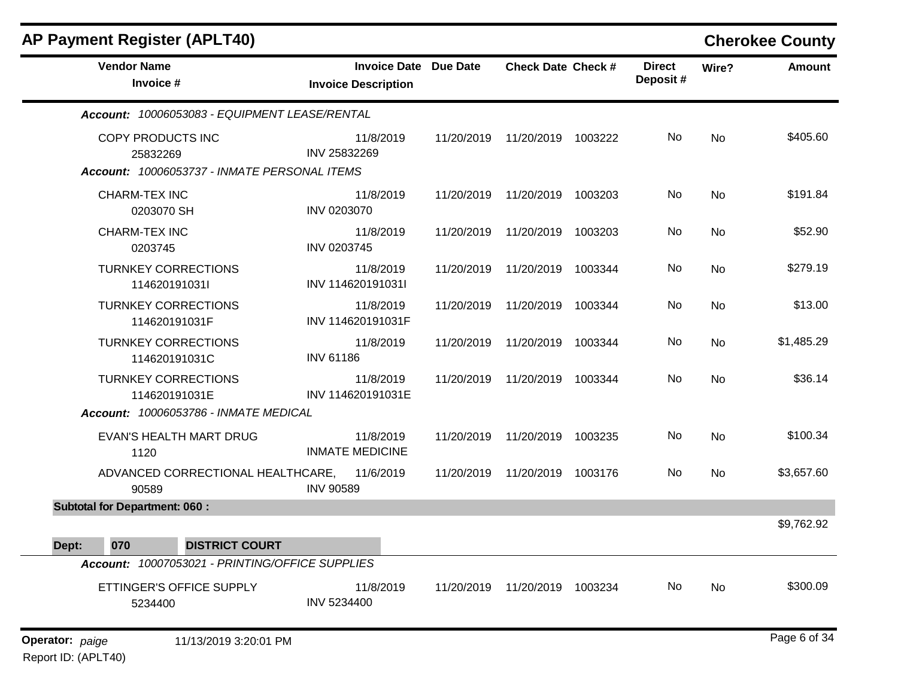## AP Payment Register (APLT40)

**Cherokee County**

| Vendor Name / Invoice # | Invoice Date / Invoice Description | Due Date | Check Date | Check # | Direct Deposit # | Wire? | Amount |
|---|---|---|---|---|---|---|---|
| ***Account: 10006053083 - EQUIPMENT LEASE/RENTAL*** | | | | | | | |
| COPY PRODUCTS INC<br>25832269 | 11/8/2019<br>INV 25832269 | 11/20/2019 | 11/20/2019 | 1003222 | No | No | $405.60 |
| ***Account: 10006053737 - INMATE PERSONAL ITEMS*** | | | | | | | |
| CHARM-TEX INC<br>0203070 SH | 11/8/2019<br>INV 0203070 | 11/20/2019 | 11/20/2019 | 1003203 | No | No | $191.84 |
| CHARM-TEX INC<br>0203745 | 11/8/2019<br>INV 0203745 | 11/20/2019 | 11/20/2019 | 1003203 | No | No | $52.90 |
| TURNKEY CORRECTIONS<br>114620191031I | 11/8/2019<br>INV 114620191031I | 11/20/2019 | 11/20/2019 | 1003344 | No | No | $279.19 |
| TURNKEY CORRECTIONS<br>114620191031F | 11/8/2019<br>INV 114620191031F | 11/20/2019 | 11/20/2019 | 1003344 | No | No | $13.00 |
| TURNKEY CORRECTIONS<br>114620191031C | 11/8/2019<br>INV 61186 | 11/20/2019 | 11/20/2019 | 1003344 | No | No | $1,485.29 |
| TURNKEY CORRECTIONS<br>114620191031E | 11/8/2019<br>INV 114620191031E | 11/20/2019 | 11/20/2019 | 1003344 | No | No | $36.14 |
| ***Account: 10006053786 - INMATE MEDICAL*** | | | | | | | |
| EVAN'S HEALTH MART DRUG<br>1120 | 11/8/2019<br>INMATE MEDICINE | 11/20/2019 | 11/20/2019 | 1003235 | No | No | $100.34 |
| ADVANCED CORRECTIONAL HEALTHCARE,<br>90589 | 11/6/2019<br>INV 90589 | 11/20/2019 | 11/20/2019 | 1003176 | No | No | $3,657.60 |
| **Subtotal for Department: 060 :** | | | | | | | $9,762.92 |
| **Dept: 070 DISTRICT COURT** | | | | | | | |
| ***Account: 10007053021 - PRINTING/OFFICE SUPPLIES*** | | | | | | | |
| ETTINGER'S OFFICE SUPPLY<br>5234400 | 11/8/2019<br>INV 5234400 | 11/20/2019 | 11/20/2019 | 1003234 | No | No | $300.09 |

**Operator:** *paige* 11/13/2019 3:20:01 PM

Report ID: (APLT40)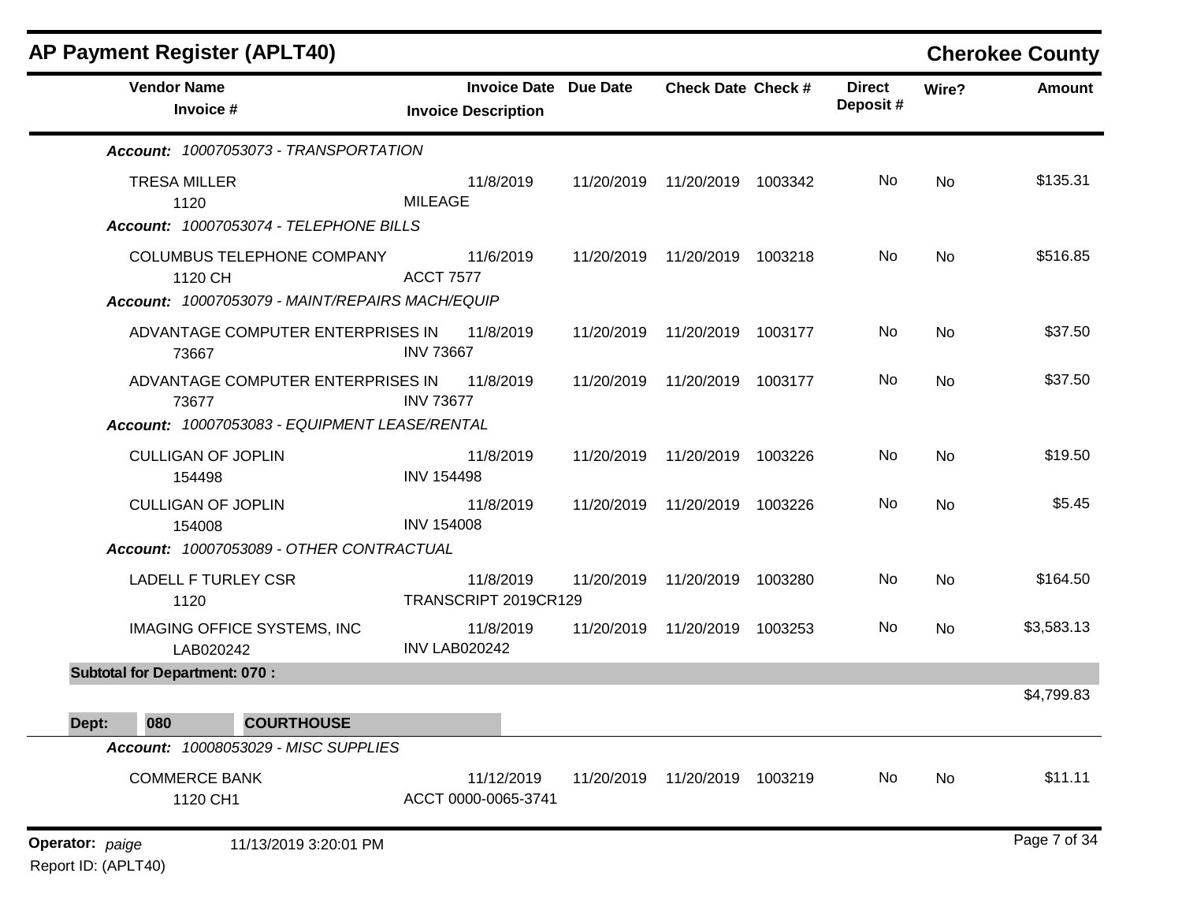## AP Payment Register (APLT40)

**Cherokee County**

| Vendor Name / Invoice # | Invoice Date / Invoice Description | Due Date | Check Date | Check # | Direct Deposit # | Wire? | Amount |
|---|---|---|---|---|---|---|---|
| ***Account: 10007053073 - TRANSPORTATION*** | | | | | | | |
| TRESA MILLER<br>1120 | 11/8/2019<br>MILEAGE | 11/20/2019 | 11/20/2019 | 1003342 | No | No | $135.31 |
| ***Account: 10007053074 - TELEPHONE BILLS*** | | | | | | | |
| COLUMBUS TELEPHONE COMPANY<br>1120 CH | 11/6/2019<br>ACCT 7577 | 11/20/2019 | 11/20/2019 | 1003218 | No | No | $516.85 |
| ***Account: 10007053079 - MAINT/REPAIRS MACH/EQUIP*** | | | | | | | |
| ADVANTAGE COMPUTER ENTERPRISES IN<br>73667 | 11/8/2019<br>INV 73667 | 11/20/2019 | 11/20/2019 | 1003177 | No | No | $37.50 |
| ADVANTAGE COMPUTER ENTERPRISES IN<br>73677 | 11/8/2019<br>INV 73677 | 11/20/2019 | 11/20/2019 | 1003177 | No | No | $37.50 |
| ***Account: 10007053083 - EQUIPMENT LEASE/RENTAL*** | | | | | | | |
| CULLIGAN OF JOPLIN<br>154498 | 11/8/2019<br>INV 154498 | 11/20/2019 | 11/20/2019 | 1003226 | No | No | $19.50 |
| CULLIGAN OF JOPLIN<br>154008 | 11/8/2019<br>INV 154008 | 11/20/2019 | 11/20/2019 | 1003226 | No | No | $5.45 |
| ***Account: 10007053089 - OTHER CONTRACTUAL*** | | | | | | | |
| LADELL F TURLEY CSR<br>1120 | 11/8/2019<br>TRANSCRIPT 2019CR129 | 11/20/2019 | 11/20/2019 | 1003280 | No | No | $164.50 |
| IMAGING OFFICE SYSTEMS, INC<br>LAB020242 | 11/8/2019<br>INV LAB020242 | 11/20/2019 | 11/20/2019 | 1003253 | No | No | $3,583.13 |
| **Subtotal for Department: 070 :** | | | | | | | $4,799.83 |

**Dept: 080 COURTHOUSE**

| Vendor Name / Invoice # | Invoice Date / Invoice Description | Due Date | Check Date | Check # | Direct Deposit # | Wire? | Amount |
|---|---|---|---|---|---|---|---|
| ***Account: 10008053029 - MISC SUPPLIES*** | | | | | | | |
| COMMERCE BANK<br>1120 CH1 | 11/12/2019<br>ACCT 0000-0065-3741 | 11/20/2019 | 11/20/2019 | 1003219 | No | No | $11.11 |

**Operator:** *paige* 11/13/2019 3:20:01 PM

Report ID: (APLT40)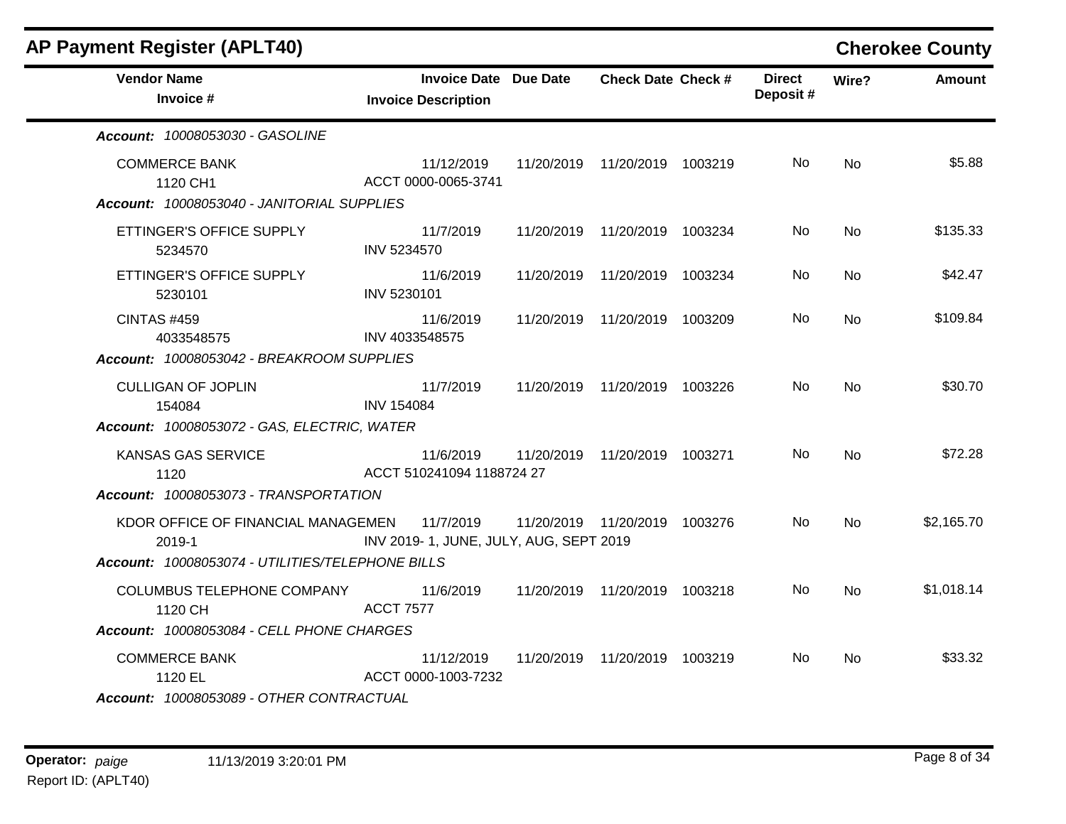## AP Payment Register (APLT40)

**Cherokee County**

| Vendor Name / Invoice # | Invoice Date / Invoice Description | Due Date | Check Date | Check # | Direct Deposit # | Wire? | Amount |
|---|---|---|---|---|---|---|---|
| ***Account: 10008053030 - GASOLINE*** | | | | | | | |
| COMMERCE BANK<br>1120 CH1 | 11/12/2019<br>ACCT 0000-0065-3741 | 11/20/2019 | 11/20/2019 | 1003219 | No | No | $5.88 |
| ***Account: 10008053040 - JANITORIAL SUPPLIES*** | | | | | | | |
| ETTINGER'S OFFICE SUPPLY<br>5234570 | 11/7/2019<br>INV 5234570 | 11/20/2019 | 11/20/2019 | 1003234 | No | No | $135.33 |
| ETTINGER'S OFFICE SUPPLY<br>5230101 | 11/6/2019<br>INV 5230101 | 11/20/2019 | 11/20/2019 | 1003234 | No | No | $42.47 |
| CINTAS #459<br>4033548575 | 11/6/2019<br>INV 4033548575 | 11/20/2019 | 11/20/2019 | 1003209 | No | No | $109.84 |
| ***Account: 10008053042 - BREAKROOM SUPPLIES*** | | | | | | | |
| CULLIGAN OF JOPLIN<br>154084 | 11/7/2019<br>INV 154084 | 11/20/2019 | 11/20/2019 | 1003226 | No | No | $30.70 |
| ***Account: 10008053072 - GAS, ELECTRIC, WATER*** | | | | | | | |
| KANSAS GAS SERVICE<br>1120 | 11/6/2019<br>ACCT 510241094 1188724 27 | 11/20/2019 | 11/20/2019 | 1003271 | No | No | $72.28 |
| ***Account: 10008053073 - TRANSPORTATION*** | | | | | | | |
| KDOR OFFICE OF FINANCIAL MANAGEMEN<br>2019-1 | 11/7/2019<br>INV 2019- 1, JUNE, JULY, AUG, SEPT 2019 | 11/20/2019 | 11/20/2019 | 1003276 | No | No | $2,165.70 |
| ***Account: 10008053074 - UTILITIES/TELEPHONE BILLS*** | | | | | | | |
| COLUMBUS TELEPHONE COMPANY<br>1120 CH | 11/6/2019<br>ACCT 7577 | 11/20/2019 | 11/20/2019 | 1003218 | No | No | $1,018.14 |
| ***Account: 10008053084 - CELL PHONE CHARGES*** | | | | | | | |
| COMMERCE BANK<br>1120 EL | 11/12/2019<br>ACCT 0000-1003-7232 | 11/20/2019 | 11/20/2019 | 1003219 | No | No | $33.32 |
| ***Account: 10008053089 - OTHER CONTRACTUAL*** | | | | | | | |

**Operator:** *paige* 11/13/2019 3:20:01 PM

Report ID: (APLT40)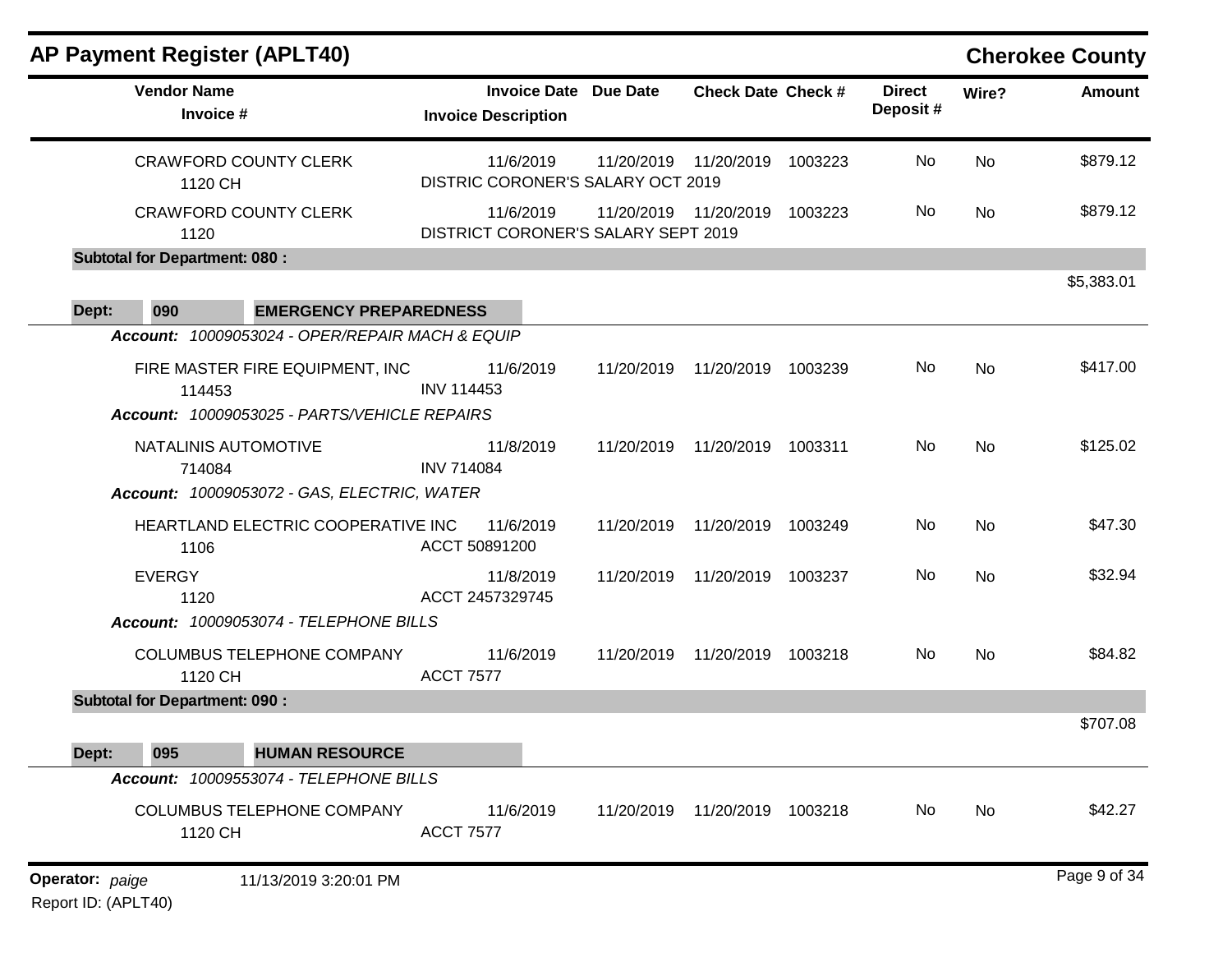## AP Payment Register (APLT40)

**Cherokee County**

| Vendor Name / Invoice # | Invoice Date / Invoice Description | Due Date | Check Date | Check # | Direct Deposit # | Wire? | Amount |
|---|---|---|---|---|---|---|---|
| CRAWFORD COUNTY CLERK<br>1120 CH | 11/6/2019<br>DISTRIC CORONER'S SALARY OCT 2019 | 11/20/2019 | 11/20/2019 | 1003223 | No | No | $879.12 |
| CRAWFORD COUNTY CLERK<br>1120 | 11/6/2019<br>DISTRICT CORONER'S SALARY SEPT 2019 | 11/20/2019 | 11/20/2019 | 1003223 | No | No | $879.12 |
| **Subtotal for Department: 080 :** | | | | | | | $5,383.01 |

**Dept: 090 EMERGENCY PREPAREDNESS**

| Vendor Name / Invoice # | Invoice Date / Invoice Description | Due Date | Check Date | Check # | Direct Deposit # | Wire? | Amount |
|---|---|---|---|---|---|---|---|
| ***Account: 10009053024 - OPER/REPAIR MACH & EQUIP*** | | | | | | | |
| FIRE MASTER FIRE EQUIPMENT, INC<br>114453 | 11/6/2019<br>INV 114453 | 11/20/2019 | 11/20/2019 | 1003239 | No | No | $417.00 |
| ***Account: 10009053025 - PARTS/VEHICLE REPAIRS*** | | | | | | | |
| NATALINIS AUTOMOTIVE<br>714084 | 11/8/2019<br>INV 714084 | 11/20/2019 | 11/20/2019 | 1003311 | No | No | $125.02 |
| ***Account: 10009053072 - GAS, ELECTRIC, WATER*** | | | | | | | |
| HEARTLAND ELECTRIC COOPERATIVE INC<br>1106 | 11/6/2019<br>ACCT 50891200 | 11/20/2019 | 11/20/2019 | 1003249 | No | No | $47.30 |
| EVERGY<br>1120 | 11/8/2019<br>ACCT 2457329745 | 11/20/2019 | 11/20/2019 | 1003237 | No | No | $32.94 |
| ***Account: 10009053074 - TELEPHONE BILLS*** | | | | | | | |
| COLUMBUS TELEPHONE COMPANY<br>1120 CH | 11/6/2019<br>ACCT 7577 | 11/20/2019 | 11/20/2019 | 1003218 | No | No | $84.82 |
| **Subtotal for Department: 090 :** | | | | | | | $707.08 |

**Dept: 095 HUMAN RESOURCE**

| Vendor Name / Invoice # | Invoice Date / Invoice Description | Due Date | Check Date | Check # | Direct Deposit # | Wire? | Amount |
|---|---|---|---|---|---|---|---|
| ***Account: 10009553074 - TELEPHONE BILLS*** | | | | | | | |
| COLUMBUS TELEPHONE COMPANY<br>1120 CH | 11/6/2019<br>ACCT 7577 | 11/20/2019 | 11/20/2019 | 1003218 | No | No | $42.27 |

**Operator:** *paige* 11/13/2019 3:20:01 PM

Report ID: (APLT40)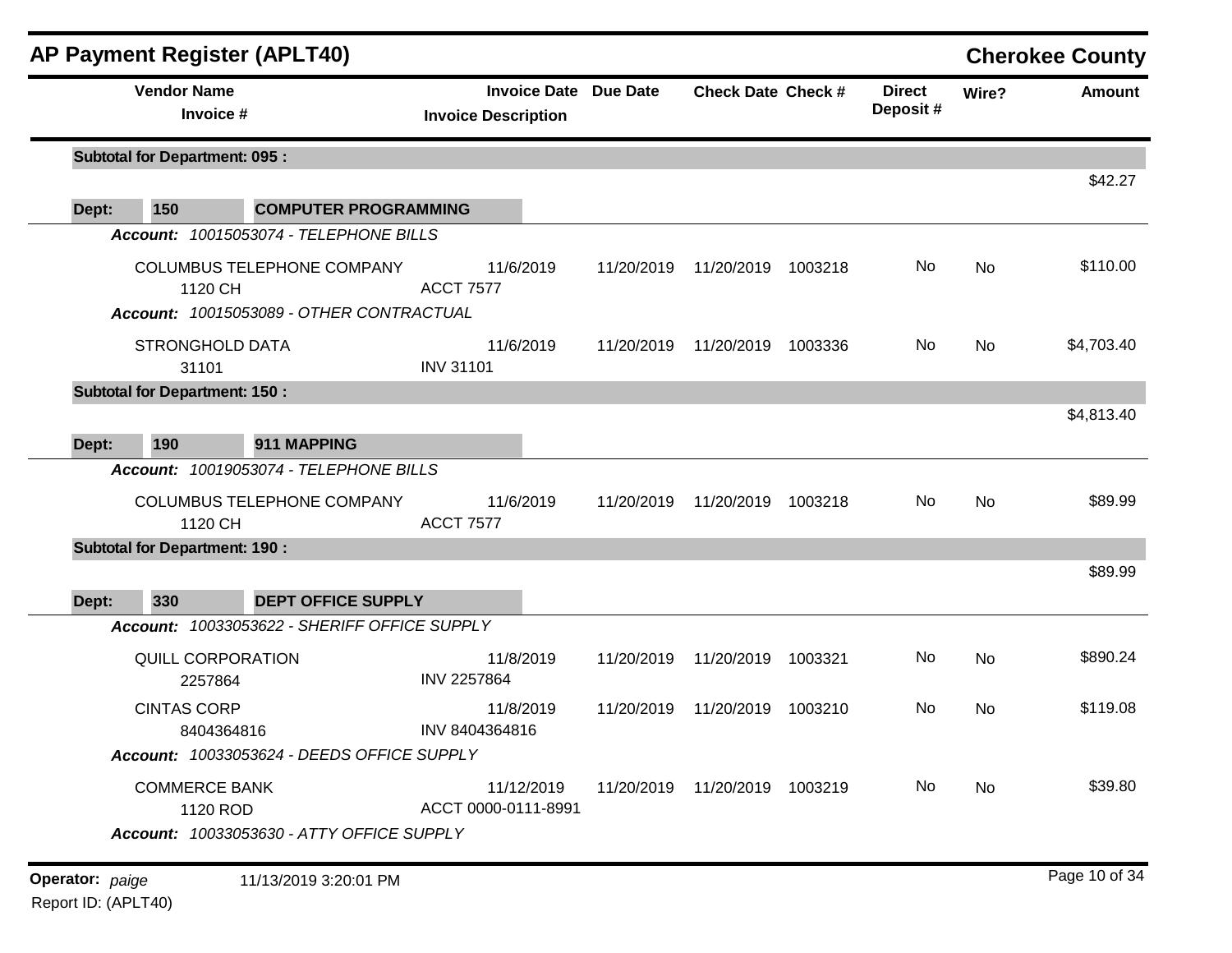## AP Payment Register (APLT40)

**Cherokee County**

| Vendor Name / Invoice # | Invoice Date / Invoice Description | Due Date | Check Date | Check # | Direct Deposit # | Wire? | Amount |
|---|---|---|---|---|---|---|---|
| **Subtotal for Department: 095 :** | | | | | | | $42.27 |
| **Dept: 150 COMPUTER PROGRAMMING** | | | | | | | |
| *Account: 10015053074 - TELEPHONE BILLS* | | | | | | | |
| COLUMBUS TELEPHONE COMPANY<br>1120 CH | 11/6/2019<br>ACCT 7577 | 11/20/2019 | 11/20/2019 | 1003218 | No | No | $110.00 |
| *Account: 10015053089 - OTHER CONTRACTUAL* | | | | | | | |
| STRONGHOLD DATA<br>31101 | 11/6/2019<br>INV 31101 | 11/20/2019 | 11/20/2019 | 1003336 | No | No | $4,703.40 |
| **Subtotal for Department: 150 :** | | | | | | | $4,813.40 |
| **Dept: 190 911 MAPPING** | | | | | | | |
| *Account: 10019053074 - TELEPHONE BILLS* | | | | | | | |
| COLUMBUS TELEPHONE COMPANY<br>1120 CH | 11/6/2019<br>ACCT 7577 | 11/20/2019 | 11/20/2019 | 1003218 | No | No | $89.99 |
| **Subtotal for Department: 190 :** | | | | | | | $89.99 |
| **Dept: 330 DEPT OFFICE SUPPLY** | | | | | | | |
| *Account: 10033053622 - SHERIFF OFFICE SUPPLY* | | | | | | | |
| QUILL CORPORATION<br>2257864 | 11/8/2019<br>INV 2257864 | 11/20/2019 | 11/20/2019 | 1003321 | No | No | $890.24 |
| CINTAS CORP<br>8404364816 | 11/8/2019<br>INV 8404364816 | 11/20/2019 | 11/20/2019 | 1003210 | No | No | $119.08 |
| *Account: 10033053624 - DEEDS OFFICE SUPPLY* | | | | | | | |
| COMMERCE BANK<br>1120 ROD | 11/12/2019<br>ACCT 0000-0111-8991 | 11/20/2019 | 11/20/2019 | 1003219 | No | No | $39.80 |
| *Account: 10033053630 - ATTY OFFICE SUPPLY* | | | | | | | |

Operator: *paige* 11/13/2019 3:20:01 PM
Report ID: (APLT40)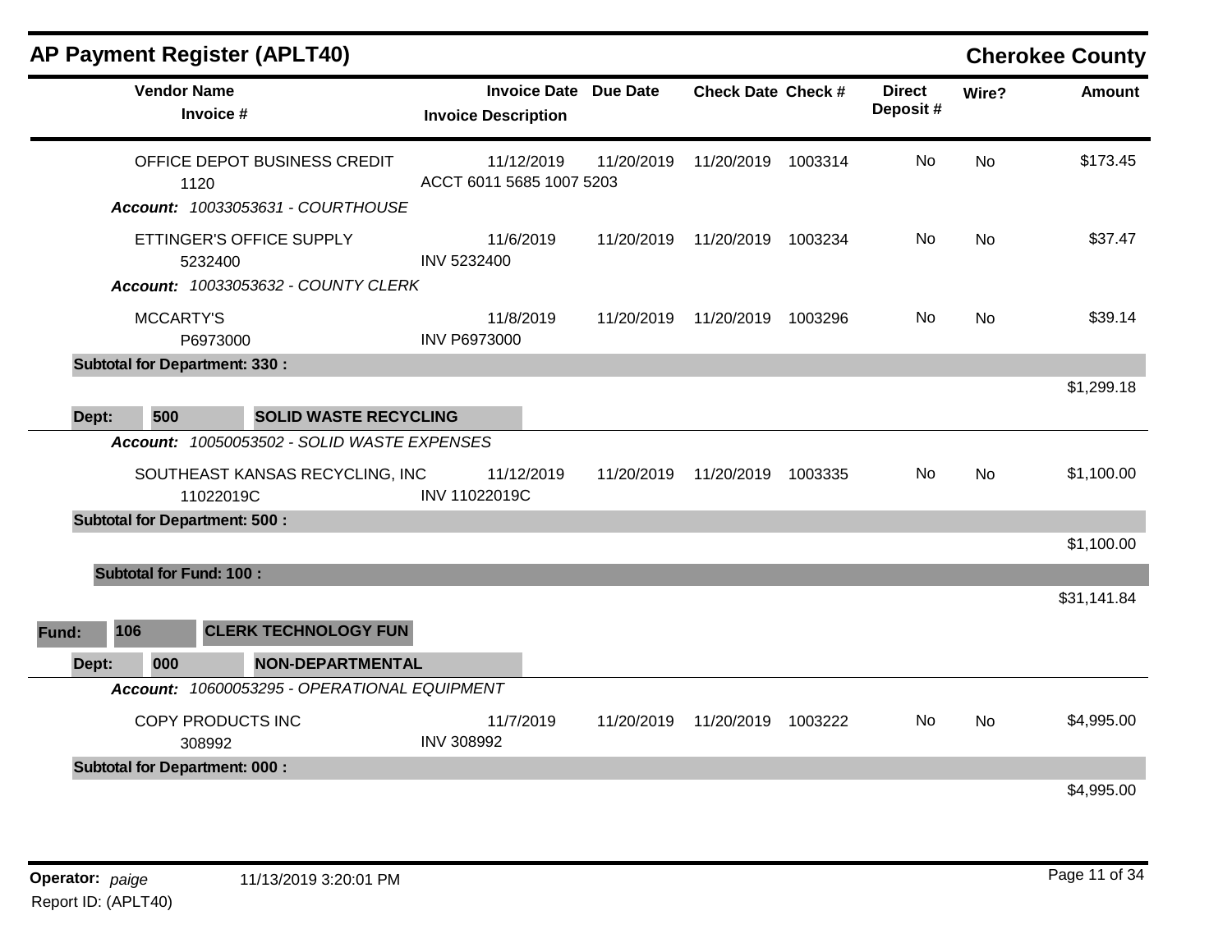## AP Payment Register (APLT40)

**Cherokee County**

| Vendor Name / Invoice # | Invoice Date / Invoice Description | Due Date | Check Date | Check # | Direct Deposit # | Wire? | Amount |
|---|---|---|---|---|---|---|---|
| OFFICE DEPOT BUSINESS CREDIT<br>1120 | 11/12/2019<br>ACCT 6011 5685 1007 5203 | 11/20/2019 | 11/20/2019 | 1003314 | No | No | $173.45 |
| ***Account:*** *10033053631 - COURTHOUSE* | | | | | | | |
| ETTINGER'S OFFICE SUPPLY<br>5232400 | 11/6/2019<br>INV 5232400 | 11/20/2019 | 11/20/2019 | 1003234 | No | No | $37.47 |
| ***Account:*** *10033053632 - COUNTY CLERK* | | | | | | | |
| MCCARTY'S<br>P6973000 | 11/8/2019<br>INV P6973000 | 11/20/2019 | 11/20/2019 | 1003296 | No | No | $39.14 |
| **Subtotal for Department: 330 :** | | | | | | | $1,299.18 |
| **Dept: 500 SOLID WASTE RECYCLING** | | | | | | | |
| ***Account:*** *10050053502 - SOLID WASTE EXPENSES* | | | | | | | |
| SOUTHEAST KANSAS RECYCLING, INC<br>11022019C | 11/12/2019<br>INV 11022019C | 11/20/2019 | 11/20/2019 | 1003335 | No | No | $1,100.00 |
| **Subtotal for Department: 500 :** | | | | | | | $1,100.00 |
| **Subtotal for Fund: 100 :** | | | | | | | $31,141.84 |
| **Fund: 106 CLERK TECHNOLOGY FUN** | | | | | | | |
| **Dept: 000 NON-DEPARTMENTAL** | | | | | | | |
| ***Account:*** *10600053295 - OPERATIONAL EQUIPMENT* | | | | | | | |
| COPY PRODUCTS INC<br>308992 | 11/7/2019<br>INV 308992 | 11/20/2019 | 11/20/2019 | 1003222 | No | No | $4,995.00 |
| **Subtotal for Department: 000 :** | | | | | | | $4,995.00 |

**Operator:** *paige* 11/13/2019 3:20:01 PM

Report ID: (APLT40)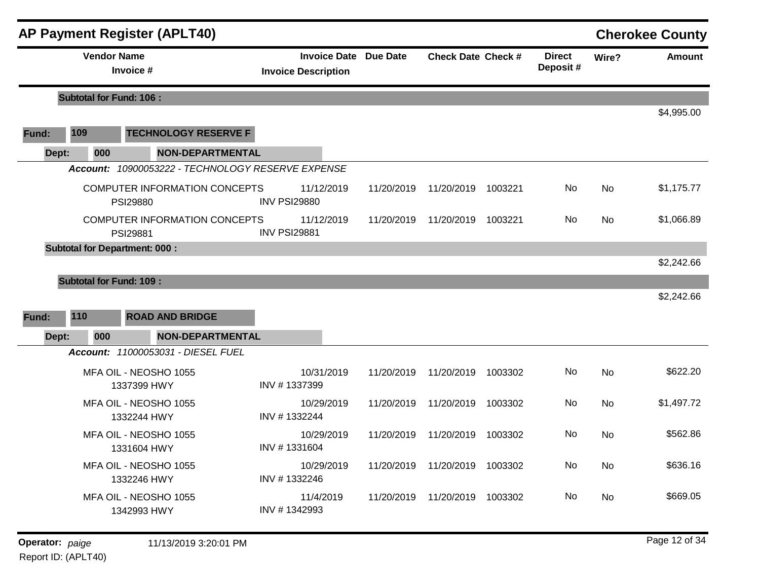## AP Payment Register (APLT40)

**Cherokee County**

| Vendor Name / Invoice # | Invoice Date / Invoice Description | Due Date | Check Date | Check # | Direct Deposit # | Wire? | Amount |
|---|---|---|---|---|---|---|---|
| **Subtotal for Fund: 106 :** | | | | | | | $4,995.00 |
| **Fund: 109 TECHNOLOGY RESERVE F** | | | | | | | |
| **Dept: 000 NON-DEPARTMENTAL** | | | | | | | |
| ***Account: 10900053222 - TECHNOLOGY RESERVE EXPENSE*** | | | | | | | |
| COMPUTER INFORMATION CONCEPTS PSI29880 | 11/12/2019 INV PSI29880 | 11/20/2019 | 11/20/2019 | 1003221 | No | No | $1,175.77 |
| COMPUTER INFORMATION CONCEPTS PSI29881 | 11/12/2019 INV PSI29881 | 11/20/2019 | 11/20/2019 | 1003221 | No | No | $1,066.89 |
| **Subtotal for Department: 000 :** | | | | | | | $2,242.66 |
| **Subtotal for Fund: 109 :** | | | | | | | $2,242.66 |
| **Fund: 110 ROAD AND BRIDGE** | | | | | | | |
| **Dept: 000 NON-DEPARTMENTAL** | | | | | | | |
| ***Account: 11000053031 - DIESEL FUEL*** | | | | | | | |
| MFA OIL - NEOSHO 1055 1337399 HWY | 10/31/2019 INV # 1337399 | 11/20/2019 | 11/20/2019 | 1003302 | No | No | $622.20 |
| MFA OIL - NEOSHO 1055 1332244 HWY | 10/29/2019 INV # 1332244 | 11/20/2019 | 11/20/2019 | 1003302 | No | No | $1,497.72 |
| MFA OIL - NEOSHO 1055 1331604 HWY | 10/29/2019 INV # 1331604 | 11/20/2019 | 11/20/2019 | 1003302 | No | No | $562.86 |
| MFA OIL - NEOSHO 1055 1332246 HWY | 10/29/2019 INV # 1332246 | 11/20/2019 | 11/20/2019 | 1003302 | No | No | $636.16 |
| MFA OIL - NEOSHO 1055 1342993 HWY | 11/4/2019 INV # 1342993 | 11/20/2019 | 11/20/2019 | 1003302 | No | No | $669.05 |

**Operator:** *paige* 11/13/2019 3:20:01 PM

Report ID: (APLT40)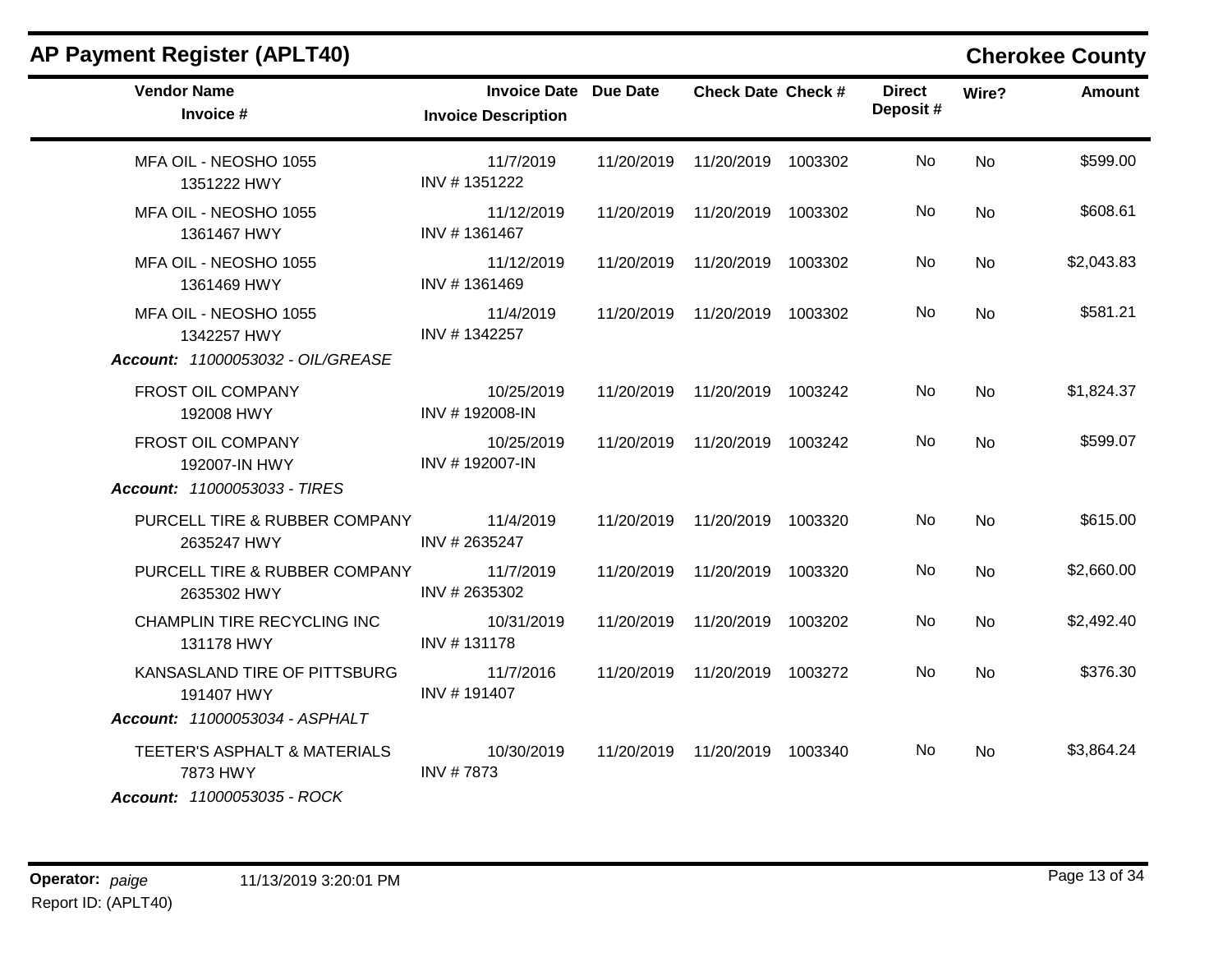## AP Payment Register (APLT40) — Cherokee County

| Vendor Name / Invoice # | Invoice Date / Invoice Description | Due Date | Check Date | Check # | Direct Deposit # | Wire? | Amount |
|---|---|---|---|---|---|---|---|
| MFA OIL - NEOSHO 1055<br>1351222 HWY | 11/7/2019<br>INV # 1351222 | 11/20/2019 | 11/20/2019 | 1003302 | No | No | $599.00 |
| MFA OIL - NEOSHO 1055<br>1361467 HWY | 11/12/2019<br>INV # 1361467 | 11/20/2019 | 11/20/2019 | 1003302 | No | No | $608.61 |
| MFA OIL - NEOSHO 1055<br>1361469 HWY | 11/12/2019<br>INV # 1361469 | 11/20/2019 | 11/20/2019 | 1003302 | No | No | $2,043.83 |
| MFA OIL - NEOSHO 1055<br>1342257 HWY | 11/4/2019<br>INV # 1342257 | 11/20/2019 | 11/20/2019 | 1003302 | No | No | $581.21 |
| ***Account:*** *11000053032 - OIL/GREASE* | | | | | | | |
| FROST OIL COMPANY<br>192008 HWY | 10/25/2019<br>INV # 192008-IN | 11/20/2019 | 11/20/2019 | 1003242 | No | No | $1,824.37 |
| FROST OIL COMPANY<br>192007-IN HWY | 10/25/2019<br>INV # 192007-IN | 11/20/2019 | 11/20/2019 | 1003242 | No | No | $599.07 |
| ***Account:*** *11000053033 - TIRES* | | | | | | | |
| PURCELL TIRE & RUBBER COMPANY<br>2635247 HWY | 11/4/2019<br>INV # 2635247 | 11/20/2019 | 11/20/2019 | 1003320 | No | No | $615.00 |
| PURCELL TIRE & RUBBER COMPANY<br>2635302 HWY | 11/7/2019<br>INV # 2635302 | 11/20/2019 | 11/20/2019 | 1003320 | No | No | $2,660.00 |
| CHAMPLIN TIRE RECYCLING INC<br>131178 HWY | 10/31/2019<br>INV # 131178 | 11/20/2019 | 11/20/2019 | 1003202 | No | No | $2,492.40 |
| KANSASLAND TIRE OF PITTSBURG<br>191407 HWY | 11/7/2016<br>INV # 191407 | 11/20/2019 | 11/20/2019 | 1003272 | No | No | $376.30 |
| ***Account:*** *11000053034 - ASPHALT* | | | | | | | |
| TEETER'S ASPHALT & MATERIALS<br>7873 HWY | 10/30/2019<br>INV # 7873 | 11/20/2019 | 11/20/2019 | 1003340 | No | No | $3,864.24 |
| ***Account:*** *11000053035 - ROCK* | | | | | | | |

**Operator:** *paige* 11/13/2019 3:20:01 PM
Report ID: (APLT40)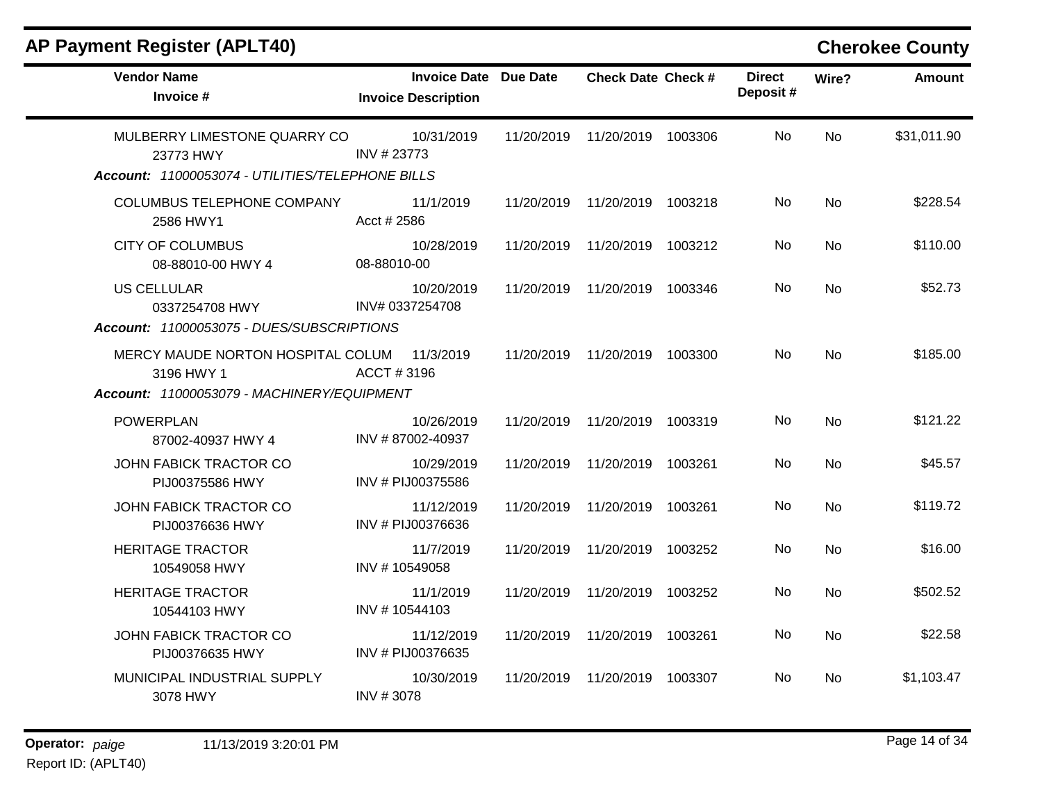## AP Payment Register (APLT40) — Cherokee County

| Vendor Name / Invoice # | Invoice Date / Invoice Description | Due Date | Check Date | Check # | Direct Deposit # | Wire? | Amount |
|---|---|---|---|---|---|---|---|
| MULBERRY LIMESTONE QUARRY CO<br>23773 HWY | 10/31/2019<br>INV # 23773 | 11/20/2019 | 11/20/2019 | 1003306 | No | No | $31,011.90 |
| ***Account:* 11000053074 - UTILITIES/TELEPHONE BILLS** | | | | | | | |
| COLUMBUS TELEPHONE COMPANY<br>2586 HWY1 | 11/1/2019<br>Acct # 2586 | 11/20/2019 | 11/20/2019 | 1003218 | No | No | $228.54 |
| CITY OF COLUMBUS<br>08-88010-00 HWY 4 | 10/28/2019<br>08-88010-00 | 11/20/2019 | 11/20/2019 | 1003212 | No | No | $110.00 |
| US CELLULAR<br>0337254708 HWY | 10/20/2019<br>INV# 0337254708 | 11/20/2019 | 11/20/2019 | 1003346 | No | No | $52.73 |
| ***Account:* 11000053075 - DUES/SUBSCRIPTIONS** | | | | | | | |
| MERCY MAUDE NORTON HOSPITAL COLUM<br>3196 HWY 1 | 11/3/2019<br>ACCT # 3196 | 11/20/2019 | 11/20/2019 | 1003300 | No | No | $185.00 |
| ***Account:* 11000053079 - MACHINERY/EQUIPMENT** | | | | | | | |
| POWERPLAN<br>87002-40937 HWY 4 | 10/26/2019<br>INV # 87002-40937 | 11/20/2019 | 11/20/2019 | 1003319 | No | No | $121.22 |
| JOHN FABICK TRACTOR CO<br>PIJ00375586 HWY | 10/29/2019<br>INV # PIJ00375586 | 11/20/2019 | 11/20/2019 | 1003261 | No | No | $45.57 |
| JOHN FABICK TRACTOR CO<br>PIJ00376636 HWY | 11/12/2019<br>INV # PIJ00376636 | 11/20/2019 | 11/20/2019 | 1003261 | No | No | $119.72 |
| HERITAGE TRACTOR<br>10549058 HWY | 11/7/2019<br>INV # 10549058 | 11/20/2019 | 11/20/2019 | 1003252 | No | No | $16.00 |
| HERITAGE TRACTOR<br>10544103 HWY | 11/1/2019<br>INV # 10544103 | 11/20/2019 | 11/20/2019 | 1003252 | No | No | $502.52 |
| JOHN FABICK TRACTOR CO<br>PIJ00376635 HWY | 11/12/2019<br>INV # PIJ00376635 | 11/20/2019 | 11/20/2019 | 1003261 | No | No | $22.58 |
| MUNICIPAL INDUSTRIAL SUPPLY<br>3078 HWY | 10/30/2019<br>INV # 3078 | 11/20/2019 | 11/20/2019 | 1003307 | No | No | $1,103.47 |

**Operator:** *paige* 11/13/2019 3:20:01 PM
Report ID: (APLT40)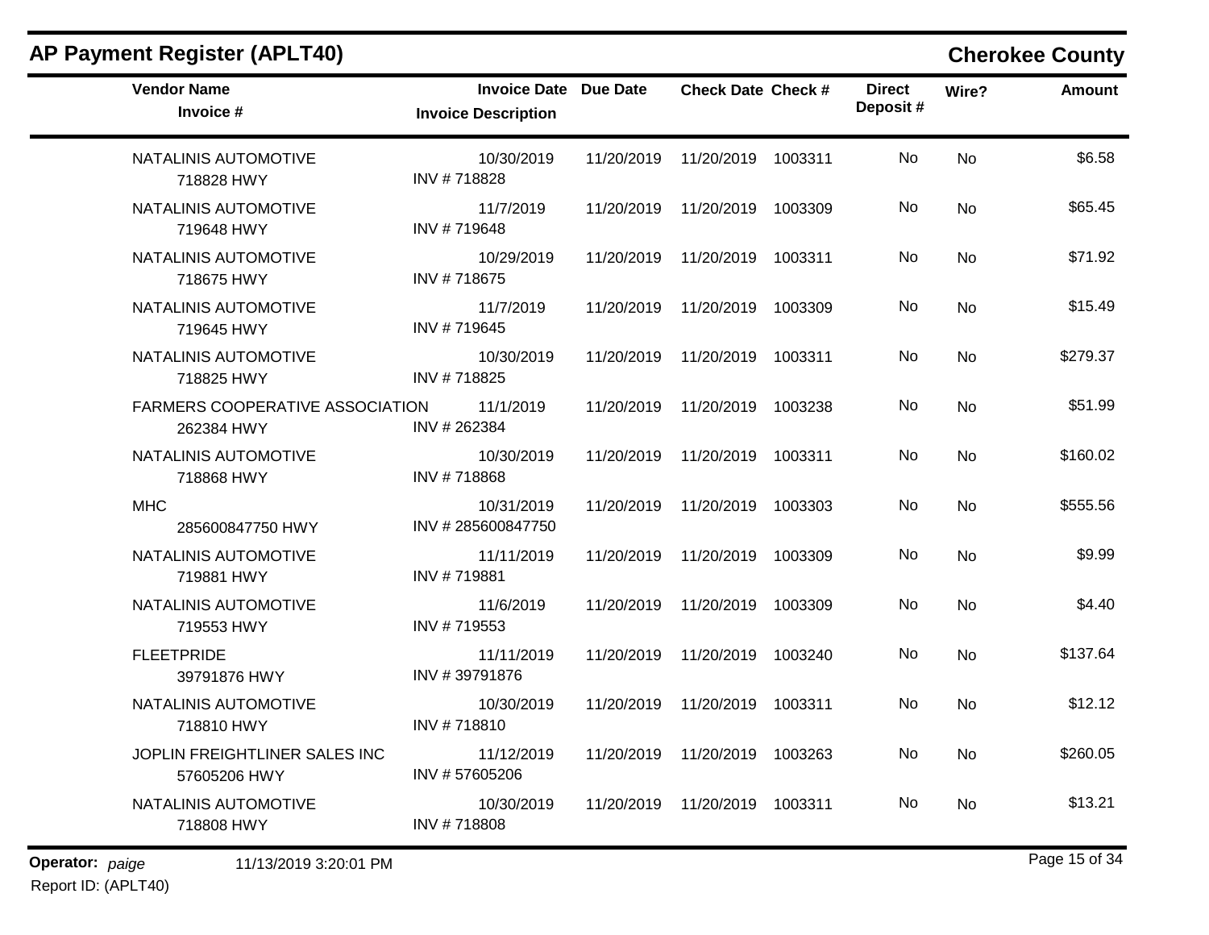## AP Payment Register (APLT40)

**Cherokee County**

| Vendor Name / Invoice # | Invoice Date / Invoice Description | Due Date | Check Date | Check # | Direct Deposit # | Wire? | Amount |
|---|---|---|---|---|---|---|---|
| NATALINIS AUTOMOTIVE<br>718828 HWY | 10/30/2019<br>INV # 718828 | 11/20/2019 | 11/20/2019 | 1003311 | No | No | $6.58 |
| NATALINIS AUTOMOTIVE<br>719648 HWY | 11/7/2019<br>INV # 719648 | 11/20/2019 | 11/20/2019 | 1003309 | No | No | $65.45 |
| NATALINIS AUTOMOTIVE<br>718675 HWY | 10/29/2019<br>INV # 718675 | 11/20/2019 | 11/20/2019 | 1003311 | No | No | $71.92 |
| NATALINIS AUTOMOTIVE<br>719645 HWY | 11/7/2019<br>INV # 719645 | 11/20/2019 | 11/20/2019 | 1003309 | No | No | $15.49 |
| NATALINIS AUTOMOTIVE<br>718825 HWY | 10/30/2019<br>INV # 718825 | 11/20/2019 | 11/20/2019 | 1003311 | No | No | $279.37 |
| FARMERS COOPERATIVE ASSOCIATION<br>262384 HWY | 11/1/2019<br>INV # 262384 | 11/20/2019 | 11/20/2019 | 1003238 | No | No | $51.99 |
| NATALINIS AUTOMOTIVE<br>718868 HWY | 10/30/2019<br>INV # 718868 | 11/20/2019 | 11/20/2019 | 1003311 | No | No | $160.02 |
| MHC<br>285600847750 HWY | 10/31/2019<br>INV # 285600847750 | 11/20/2019 | 11/20/2019 | 1003303 | No | No | $555.56 |
| NATALINIS AUTOMOTIVE<br>719881 HWY | 11/11/2019<br>INV # 719881 | 11/20/2019 | 11/20/2019 | 1003309 | No | No | $9.99 |
| NATALINIS AUTOMOTIVE<br>719553 HWY | 11/6/2019<br>INV # 719553 | 11/20/2019 | 11/20/2019 | 1003309 | No | No | $4.40 |
| FLEETPRIDE<br>39791876 HWY | 11/11/2019<br>INV # 39791876 | 11/20/2019 | 11/20/2019 | 1003240 | No | No | $137.64 |
| NATALINIS AUTOMOTIVE<br>718810 HWY | 10/30/2019<br>INV # 718810 | 11/20/2019 | 11/20/2019 | 1003311 | No | No | $12.12 |
| JOPLIN FREIGHTLINER SALES INC<br>57605206 HWY | 11/12/2019<br>INV # 57605206 | 11/20/2019 | 11/20/2019 | 1003263 | No | No | $260.05 |
| NATALINIS AUTOMOTIVE<br>718808 HWY | 10/30/2019<br>INV # 718808 | 11/20/2019 | 11/20/2019 | 1003311 | No | No | $13.21 |

**Operator:** *paige* 11/13/2019 3:20:01 PM

Report ID: (APLT40)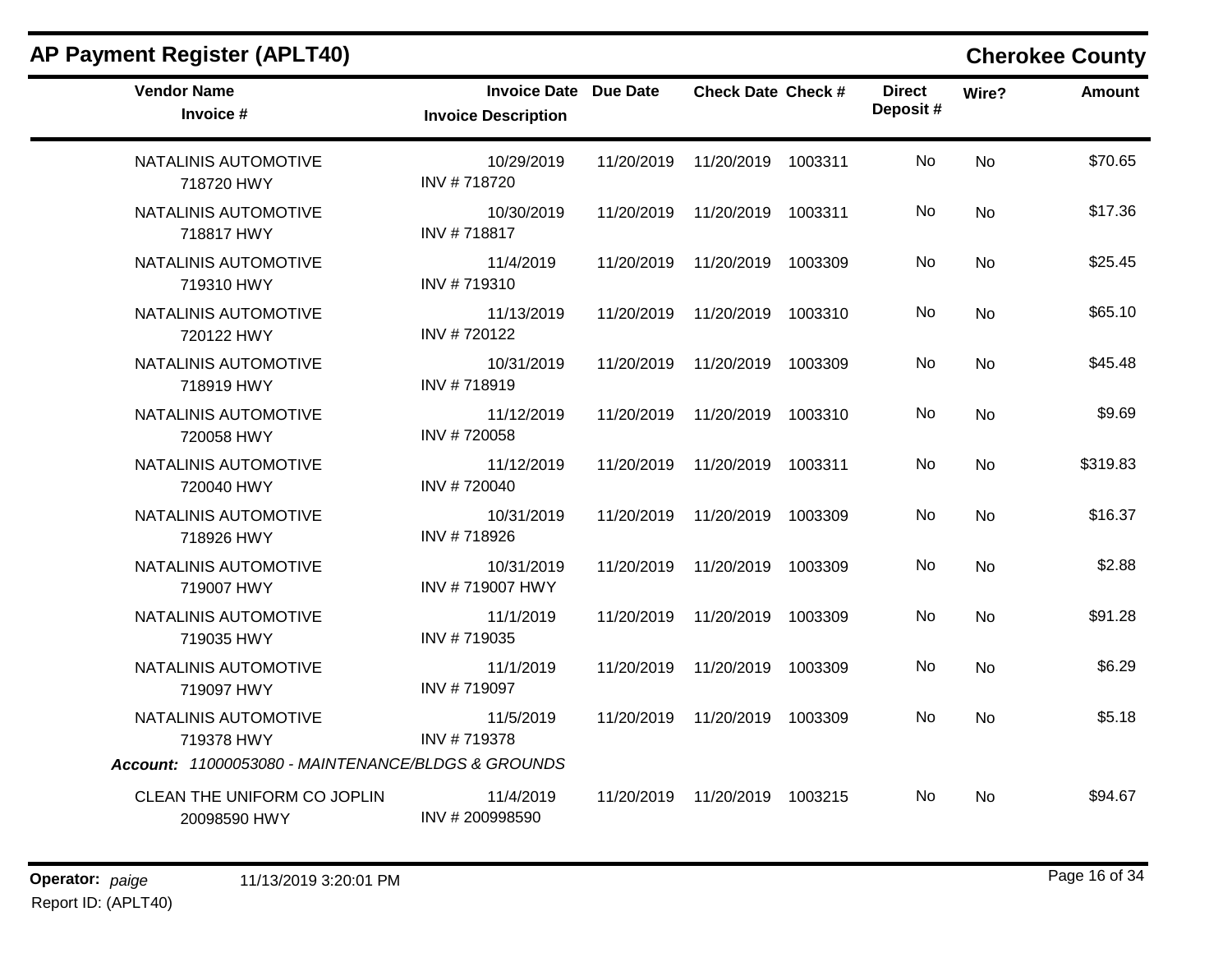## AP Payment Register (APLT40)

**Cherokee County**

| Vendor Name / Invoice # | Invoice Date / Invoice Description | Due Date | Check Date | Check # | Direct Deposit # | Wire? | Amount |
|---|---|---|---|---|---|---|---|
| NATALINIS AUTOMOTIVE<br>718720 HWY | 10/29/2019<br>INV # 718720 | 11/20/2019 | 11/20/2019 | 1003311 | No | No | $70.65 |
| NATALINIS AUTOMOTIVE<br>718817 HWY | 10/30/2019<br>INV # 718817 | 11/20/2019 | 11/20/2019 | 1003311 | No | No | $17.36 |
| NATALINIS AUTOMOTIVE<br>719310 HWY | 11/4/2019<br>INV # 719310 | 11/20/2019 | 11/20/2019 | 1003309 | No | No | $25.45 |
| NATALINIS AUTOMOTIVE<br>720122 HWY | 11/13/2019<br>INV # 720122 | 11/20/2019 | 11/20/2019 | 1003310 | No | No | $65.10 |
| NATALINIS AUTOMOTIVE<br>718919 HWY | 10/31/2019<br>INV # 718919 | 11/20/2019 | 11/20/2019 | 1003309 | No | No | $45.48 |
| NATALINIS AUTOMOTIVE<br>720058 HWY | 11/12/2019<br>INV # 720058 | 11/20/2019 | 11/20/2019 | 1003310 | No | No | $9.69 |
| NATALINIS AUTOMOTIVE<br>720040 HWY | 11/12/2019<br>INV # 720040 | 11/20/2019 | 11/20/2019 | 1003311 | No | No | $319.83 |
| NATALINIS AUTOMOTIVE<br>718926 HWY | 10/31/2019<br>INV # 718926 | 11/20/2019 | 11/20/2019 | 1003309 | No | No | $16.37 |
| NATALINIS AUTOMOTIVE<br>719007 HWY | 10/31/2019<br>INV # 719007 HWY | 11/20/2019 | 11/20/2019 | 1003309 | No | No | $2.88 |
| NATALINIS AUTOMOTIVE<br>719035 HWY | 11/1/2019<br>INV # 719035 | 11/20/2019 | 11/20/2019 | 1003309 | No | No | $91.28 |
| NATALINIS AUTOMOTIVE<br>719097 HWY | 11/1/2019<br>INV # 719097 | 11/20/2019 | 11/20/2019 | 1003309 | No | No | $6.29 |
| NATALINIS AUTOMOTIVE<br>719378 HWY | 11/5/2019<br>INV # 719378 | 11/20/2019 | 11/20/2019 | 1003309 | No | No | $5.18 |
| ***Account:*** *11000053080 - MAINTENANCE/BLDGS & GROUNDS* | | | | | | | |
| CLEAN THE UNIFORM CO JOPLIN<br>20098590 HWY | 11/4/2019<br>INV # 200998590 | 11/20/2019 | 11/20/2019 | 1003215 | No | No | $94.67 |

**Operator:** *paige* 11/13/2019 3:20:01 PM
Report ID: (APLT40)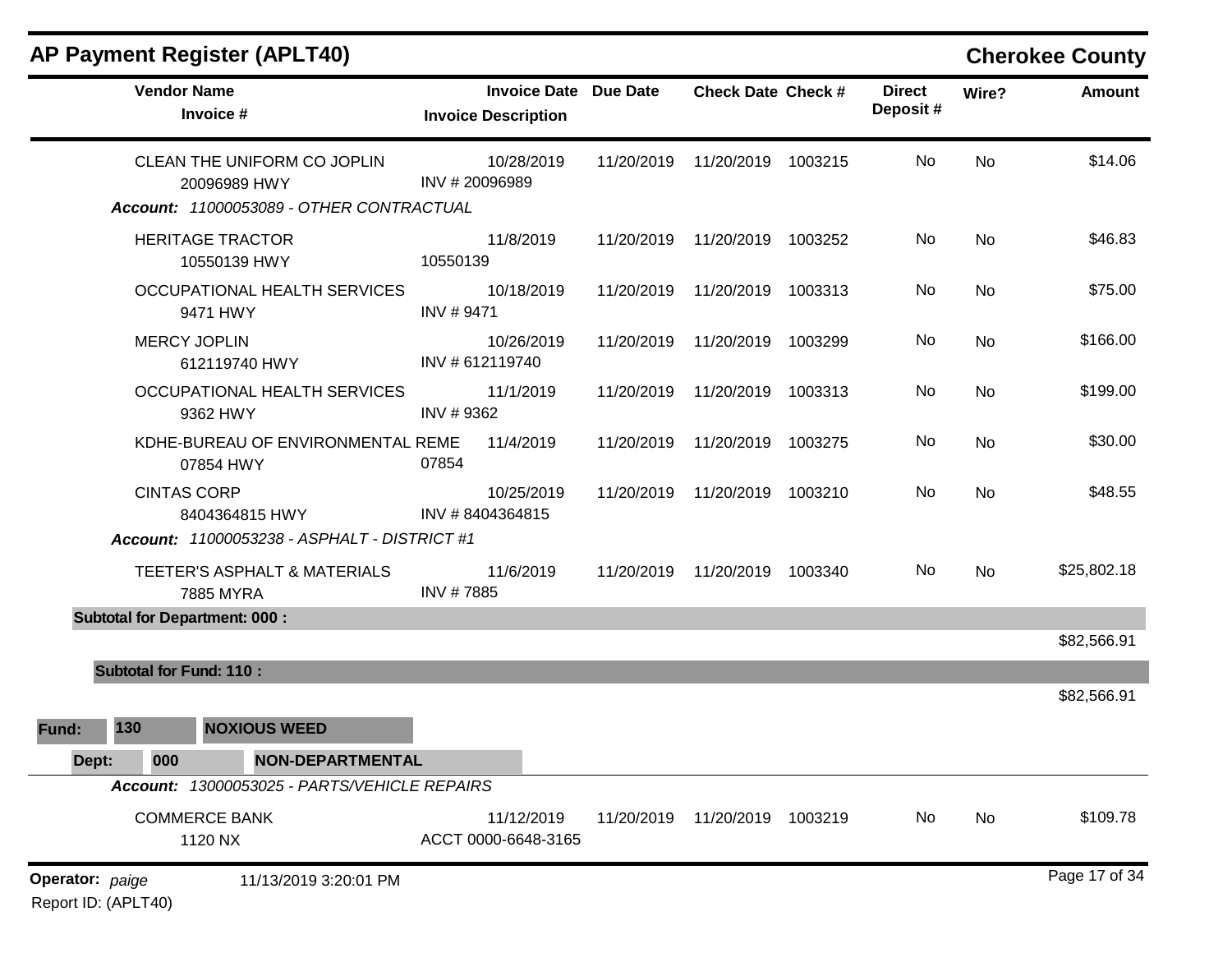# AP Payment Register (APLT40)

## Cherokee County

| Vendor Name / Invoice # | Invoice Date / Invoice Description | Due Date | Check Date | Check # | Direct Deposit # | Wire? | Amount |
|---|---|---|---|---|---|---|---|
| CLEAN THE UNIFORM CO JOPLIN<br>20096989 HWY | 10/28/2019<br>INV # 20096989 | 11/20/2019 | 11/20/2019 | 1003215 | No | No | $14.06 |
| ***Account:** 11000053089 - OTHER CONTRACTUAL* | | | | | | | |
| HERITAGE TRACTOR<br>10550139 HWY | 11/8/2019<br>10550139 | 11/20/2019 | 11/20/2019 | 1003252 | No | No | $46.83 |
| OCCUPATIONAL HEALTH SERVICES<br>9471 HWY | 10/18/2019<br>INV # 9471 | 11/20/2019 | 11/20/2019 | 1003313 | No | No | $75.00 |
| MERCY JOPLIN<br>612119740 HWY | 10/26/2019<br>INV # 612119740 | 11/20/2019 | 11/20/2019 | 1003299 | No | No | $166.00 |
| OCCUPATIONAL HEALTH SERVICES<br>9362 HWY | 11/1/2019<br>INV # 9362 | 11/20/2019 | 11/20/2019 | 1003313 | No | No | $199.00 |
| KDHE-BUREAU OF ENVIRONMENTAL REME<br>07854 HWY | 11/4/2019<br>07854 | 11/20/2019 | 11/20/2019 | 1003275 | No | No | $30.00 |
| CINTAS CORP<br>8404364815 HWY | 10/25/2019<br>INV # 8404364815 | 11/20/2019 | 11/20/2019 | 1003210 | No | No | $48.55 |
| ***Account:** 11000053238 - ASPHALT - DISTRICT #1* | | | | | | | |
| TEETER'S ASPHALT & MATERIALS<br>7885 MYRA | 11/6/2019<br>INV # 7885 | 11/20/2019 | 11/20/2019 | 1003340 | No | No | $25,802.18 |
| **Subtotal for Department: 000 :** | | | | | | | $82,566.91 |
| **Subtotal for Fund: 110 :** | | | | | | | $82,566.91 |

**Fund:** **130** **NOXIOUS WEED**

**Dept:** **000** **NON-DEPARTMENTAL**

***Account:** 13000053025 - PARTS/VEHICLE REPAIRS*

| Vendor Name / Invoice # | Invoice Date / Invoice Description | Due Date | Check Date | Check # | Direct Deposit # | Wire? | Amount |
|---|---|---|---|---|---|---|---|
| COMMERCE BANK<br>1120 NX | 11/12/2019<br>ACCT 0000-6648-3165 | 11/20/2019 | 11/20/2019 | 1003219 | No | No | $109.78 |

**Operator:** *paige* 11/13/2019 3:20:01 PM

Report ID: (APLT40)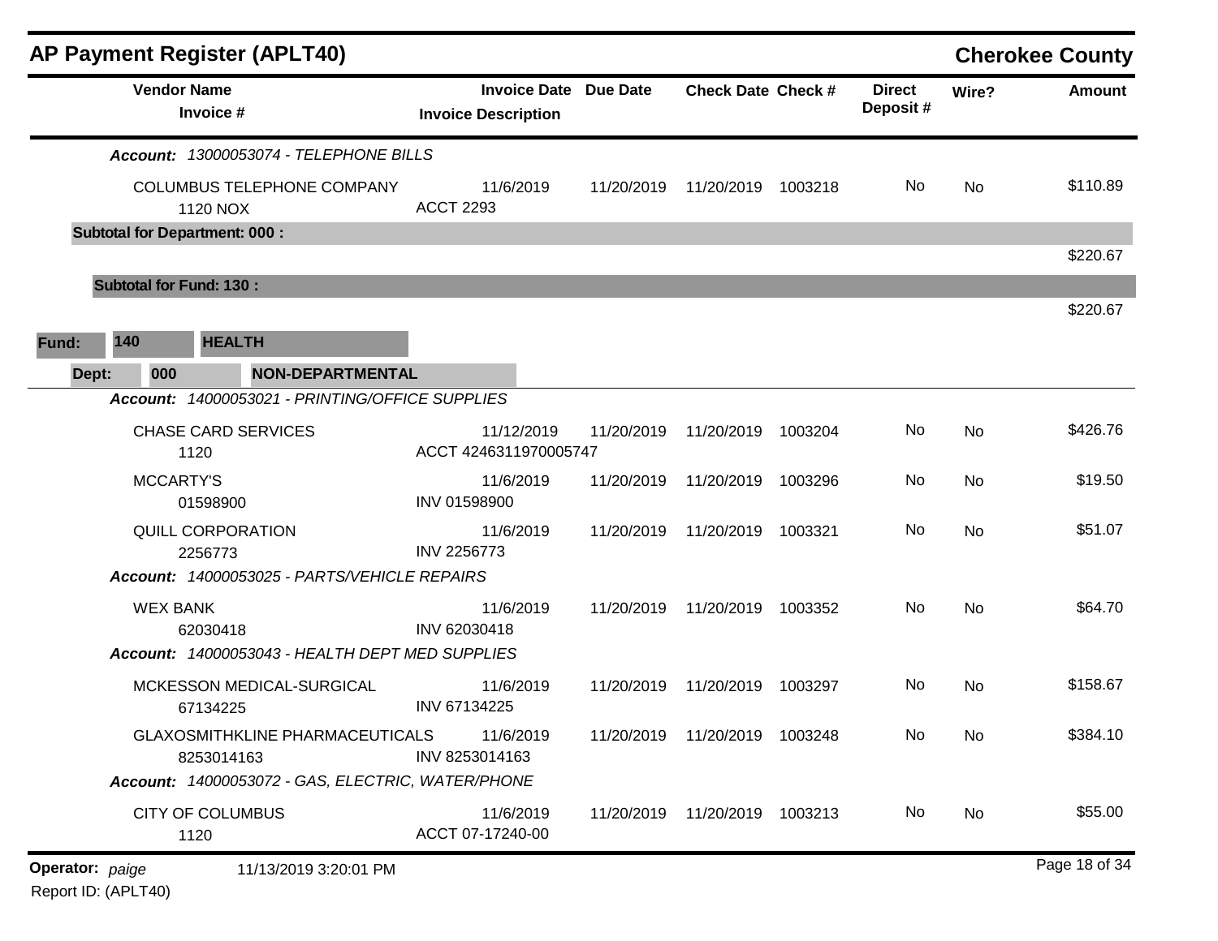## AP Payment Register (APLT40)

**Cherokee County**

| Vendor Name / Invoice # | Invoice Date / Invoice Description | Due Date | Check Date | Check # | Direct Deposit # | Wire? | Amount |
|---|---|---|---|---|---|---|---|
| ***Account:** 13000053074 - TELEPHONE BILLS* | | | | | | | |
| COLUMBUS TELEPHONE COMPANY<br>1120 NOX | 11/6/2019<br>ACCT 2293 | 11/20/2019 | 11/20/2019 | 1003218 | No | No | $110.89 |
| **Subtotal for Department: 000 :** | | | | | | | $220.67 |
| **Subtotal for Fund: 130 :** | | | | | | | $220.67 |
| **Fund: 140 HEALTH** | | | | | | | |
| **Dept: 000 NON-DEPARTMENTAL** | | | | | | | |
| ***Account:** 14000053021 - PRINTING/OFFICE SUPPLIES* | | | | | | | |
| CHASE CARD SERVICES<br>1120 | 11/12/2019<br>ACCT 4246311970005747 | 11/20/2019 | 11/20/2019 | 1003204 | No | No | $426.76 |
| MCCARTY'S<br>01598900 | 11/6/2019<br>INV 01598900 | 11/20/2019 | 11/20/2019 | 1003296 | No | No | $19.50 |
| QUILL CORPORATION<br>2256773 | 11/6/2019<br>INV 2256773 | 11/20/2019 | 11/20/2019 | 1003321 | No | No | $51.07 |
| ***Account:** 14000053025 - PARTS/VEHICLE REPAIRS* | | | | | | | |
| WEX BANK<br>62030418 | 11/6/2019<br>INV 62030418 | 11/20/2019 | 11/20/2019 | 1003352 | No | No | $64.70 |
| ***Account:** 14000053043 - HEALTH DEPT MED SUPPLIES* | | | | | | | |
| MCKESSON MEDICAL-SURGICAL<br>67134225 | 11/6/2019<br>INV 67134225 | 11/20/2019 | 11/20/2019 | 1003297 | No | No | $158.67 |
| GLAXOSMITHKLINE PHARMACEUTICALS<br>8253014163 | 11/6/2019<br>INV 8253014163 | 11/20/2019 | 11/20/2019 | 1003248 | No | No | $384.10 |
| ***Account:** 14000053072 - GAS, ELECTRIC, WATER/PHONE* | | | | | | | |
| CITY OF COLUMBUS<br>1120 | 11/6/2019<br>ACCT 07-17240-00 | 11/20/2019 | 11/20/2019 | 1003213 | No | No | $55.00 |

**Operator:** *paige* 11/13/2019 3:20:01 PM

Report ID: (APLT40)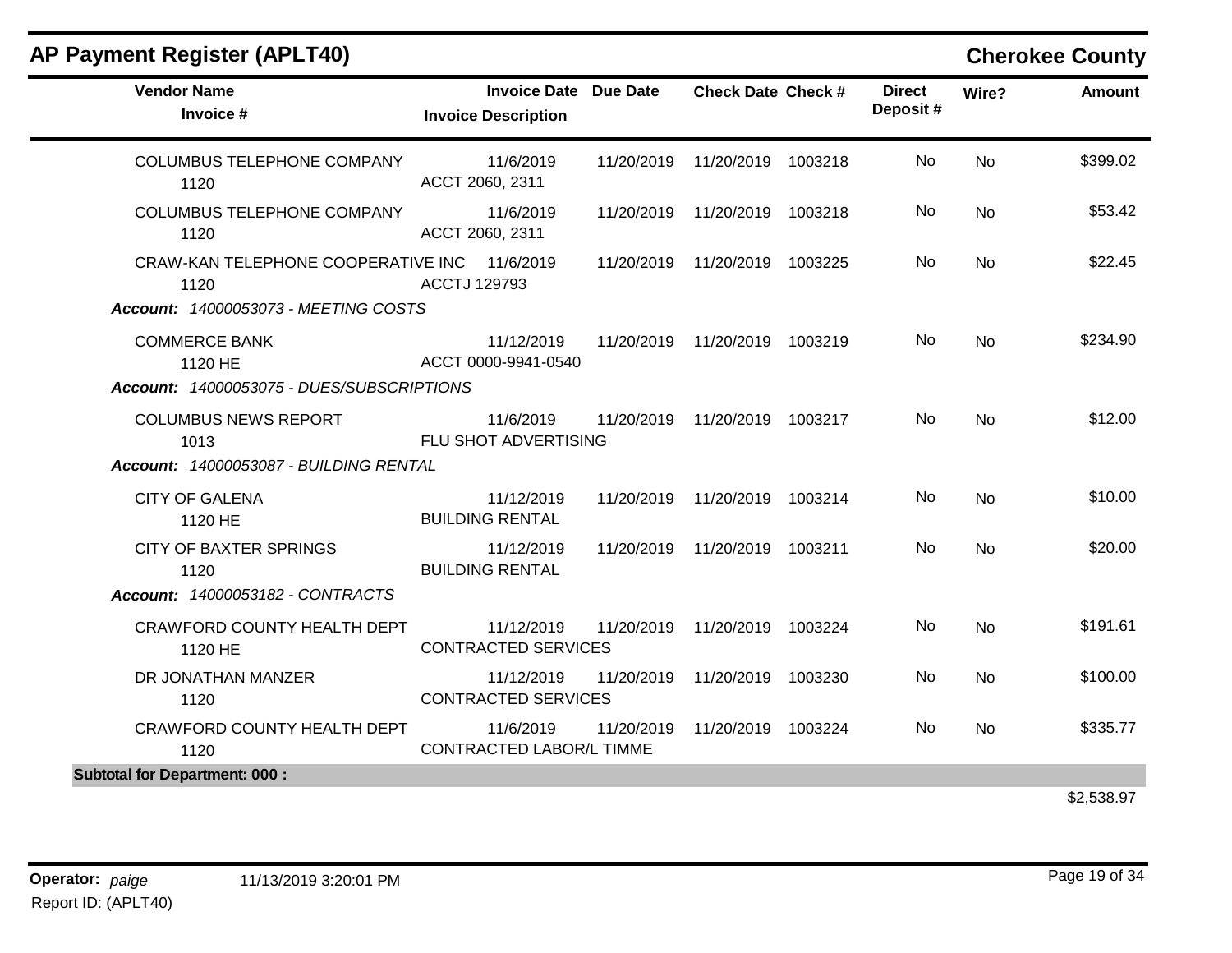## AP Payment Register (APLT40)

**Cherokee County**

| Vendor Name / Invoice # | Invoice Date / Invoice Description | Due Date | Check Date | Check # | Direct Deposit # | Wire? | Amount |
|---|---|---|---|---|---|---|---|
| COLUMBUS TELEPHONE COMPANY<br>1120 | 11/6/2019<br>ACCT 2060, 2311 | 11/20/2019 | 11/20/2019 | 1003218 | No | No | $399.02 |
| COLUMBUS TELEPHONE COMPANY<br>1120 | 11/6/2019<br>ACCT 2060, 2311 | 11/20/2019 | 11/20/2019 | 1003218 | No | No | $53.42 |
| CRAW-KAN TELEPHONE COOPERATIVE INC<br>1120 | 11/6/2019<br>ACCTJ 129793 | 11/20/2019 | 11/20/2019 | 1003225 | No | No | $22.45 |
| ***Account: 14000053073 - MEETING COSTS*** | | | | | | | |
| COMMERCE BANK<br>1120 HE | 11/12/2019<br>ACCT 0000-9941-0540 | 11/20/2019 | 11/20/2019 | 1003219 | No | No | $234.90 |
| ***Account: 14000053075 - DUES/SUBSCRIPTIONS*** | | | | | | | |
| COLUMBUS NEWS REPORT<br>1013 | 11/6/2019<br>FLU SHOT ADVERTISING | 11/20/2019 | 11/20/2019 | 1003217 | No | No | $12.00 |
| ***Account: 14000053087 - BUILDING RENTAL*** | | | | | | | |
| CITY OF GALENA<br>1120 HE | 11/12/2019<br>BUILDING RENTAL | 11/20/2019 | 11/20/2019 | 1003214 | No | No | $10.00 |
| CITY OF BAXTER SPRINGS<br>1120 | 11/12/2019<br>BUILDING RENTAL | 11/20/2019 | 11/20/2019 | 1003211 | No | No | $20.00 |
| ***Account: 14000053182 - CONTRACTS*** | | | | | | | |
| CRAWFORD COUNTY HEALTH DEPT<br>1120 HE | 11/12/2019<br>CONTRACTED SERVICES | 11/20/2019 | 11/20/2019 | 1003224 | No | No | $191.61 |
| DR JONATHAN MANZER<br>1120 | 11/12/2019<br>CONTRACTED SERVICES | 11/20/2019 | 11/20/2019 | 1003230 | No | No | $100.00 |
| CRAWFORD COUNTY HEALTH DEPT<br>1120 | 11/6/2019<br>CONTRACTED LABOR/L TIMME | 11/20/2019 | 11/20/2019 | 1003224 | No | No | $335.77 |
| **Subtotal for Department: 000 :** | | | | | | | $2,538.97 |

**Operator:** *paige* 11/13/2019 3:20:01 PM
Report ID: (APLT40)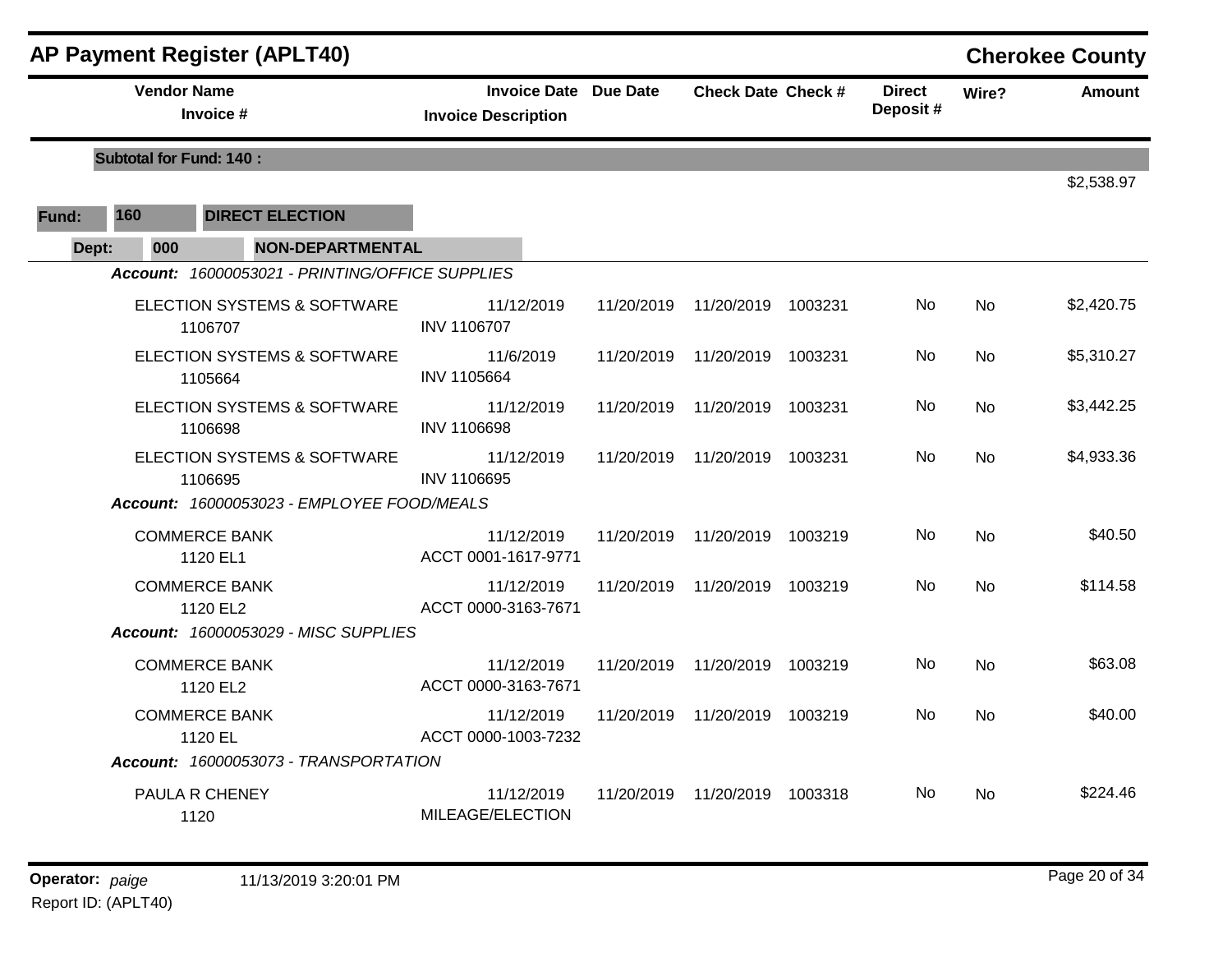## AP Payment Register (APLT40)

**Cherokee County**

**Subtotal for Fund: 140 :** $2,538.97

**Fund:** 160 **DIRECT ELECTION**

**Dept:** 000 **NON-DEPARTMENTAL**

| Vendor Name / Invoice # | Invoice Date / Invoice Description | Due Date | Check Date | Check # | Direct Deposit # | Wire? | Amount |
|---|---|---|---|---|---|---|---|
| ***Account: 16000053021 - PRINTING/OFFICE SUPPLIES*** | | | | | | | |
| ELECTION SYSTEMS & SOFTWARE 1106707 | 11/12/2019 INV 1106707 | 11/20/2019 | 11/20/2019 | 1003231 | No | No | $2,420.75 |
| ELECTION SYSTEMS & SOFTWARE 1105664 | 11/6/2019 INV 1105664 | 11/20/2019 | 11/20/2019 | 1003231 | No | No | $5,310.27 |
| ELECTION SYSTEMS & SOFTWARE 1106698 | 11/12/2019 INV 1106698 | 11/20/2019 | 11/20/2019 | 1003231 | No | No | $3,442.25 |
| ELECTION SYSTEMS & SOFTWARE 1106695 | 11/12/2019 INV 1106695 | 11/20/2019 | 11/20/2019 | 1003231 | No | No | $4,933.36 |
| ***Account: 16000053023 - EMPLOYEE FOOD/MEALS*** | | | | | | | |
| COMMERCE BANK 1120 EL1 | 11/12/2019 ACCT 0001-1617-9771 | 11/20/2019 | 11/20/2019 | 1003219 | No | No | $40.50 |
| COMMERCE BANK 1120 EL2 | 11/12/2019 ACCT 0000-3163-7671 | 11/20/2019 | 11/20/2019 | 1003219 | No | No | $114.58 |
| ***Account: 16000053029 - MISC SUPPLIES*** | | | | | | | |
| COMMERCE BANK 1120 EL2 | 11/12/2019 ACCT 0000-3163-7671 | 11/20/2019 | 11/20/2019 | 1003219 | No | No | $63.08 |
| COMMERCE BANK 1120 EL | 11/12/2019 ACCT 0000-1003-7232 | 11/20/2019 | 11/20/2019 | 1003219 | No | No | $40.00 |
| ***Account: 16000053073 - TRANSPORTATION*** | | | | | | | |
| PAULA R CHENEY 1120 | 11/12/2019 MILEAGE/ELECTION | 11/20/2019 | 11/20/2019 | 1003318 | No | No | $224.46 |

**Operator:** *paige* 11/13/2019 3:20:01 PM

Report ID: (APLT40)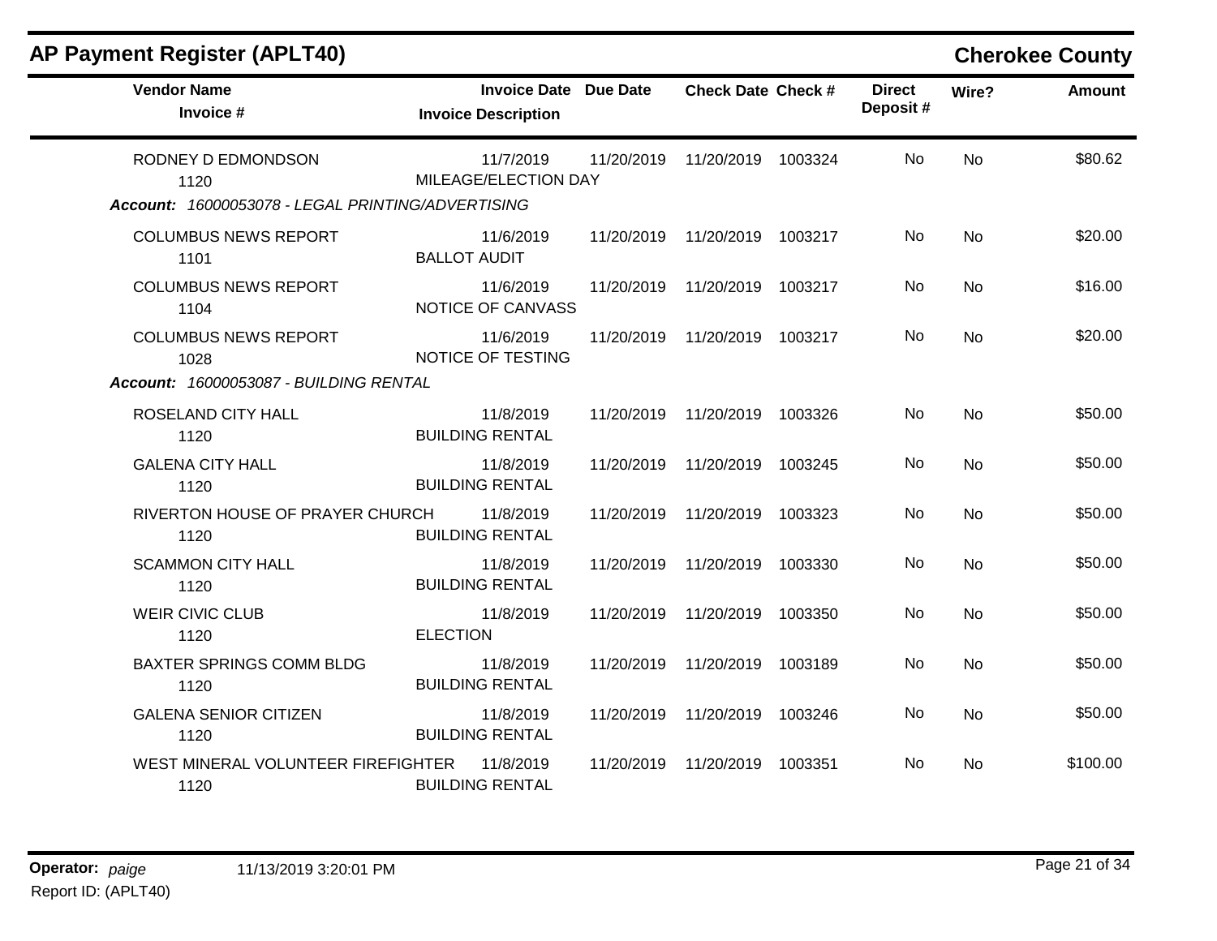## AP Payment Register (APLT40) — Cherokee County

| Vendor Name / Invoice # | Invoice Date / Invoice Description | Due Date | Check Date | Check # | Direct Deposit # | Wire? | Amount |
|---|---|---|---|---|---|---|---|
| RODNEY D EDMONDSON<br>1120 | 11/7/2019<br>MILEAGE/ELECTION DAY | 11/20/2019 | 11/20/2019 | 1003324 | No | No | $80.62 |
| ***Account: 16000053078 - LEGAL PRINTING/ADVERTISING*** | | | | | | | |
| COLUMBUS NEWS REPORT<br>1101 | 11/6/2019<br>BALLOT AUDIT | 11/20/2019 | 11/20/2019 | 1003217 | No | No | $20.00 |
| COLUMBUS NEWS REPORT<br>1104 | 11/6/2019<br>NOTICE OF CANVASS | 11/20/2019 | 11/20/2019 | 1003217 | No | No | $16.00 |
| COLUMBUS NEWS REPORT<br>1028 | 11/6/2019<br>NOTICE OF TESTING | 11/20/2019 | 11/20/2019 | 1003217 | No | No | $20.00 |
| ***Account: 16000053087 - BUILDING RENTAL*** | | | | | | | |
| ROSELAND CITY HALL<br>1120 | 11/8/2019<br>BUILDING RENTAL | 11/20/2019 | 11/20/2019 | 1003326 | No | No | $50.00 |
| GALENA CITY HALL<br>1120 | 11/8/2019<br>BUILDING RENTAL | 11/20/2019 | 11/20/2019 | 1003245 | No | No | $50.00 |
| RIVERTON HOUSE OF PRAYER CHURCH<br>1120 | 11/8/2019<br>BUILDING RENTAL | 11/20/2019 | 11/20/2019 | 1003323 | No | No | $50.00 |
| SCAMMON CITY HALL<br>1120 | 11/8/2019<br>BUILDING RENTAL | 11/20/2019 | 11/20/2019 | 1003330 | No | No | $50.00 |
| WEIR CIVIC CLUB<br>1120 | 11/8/2019<br>ELECTION | 11/20/2019 | 11/20/2019 | 1003350 | No | No | $50.00 |
| BAXTER SPRINGS COMM BLDG<br>1120 | 11/8/2019<br>BUILDING RENTAL | 11/20/2019 | 11/20/2019 | 1003189 | No | No | $50.00 |
| GALENA SENIOR CITIZEN<br>1120 | 11/8/2019<br>BUILDING RENTAL | 11/20/2019 | 11/20/2019 | 1003246 | No | No | $50.00 |
| WEST MINERAL VOLUNTEER FIREFIGHTER<br>1120 | 11/8/2019<br>BUILDING RENTAL | 11/20/2019 | 11/20/2019 | 1003351 | No | No | $100.00 |

**Operator:** *paige* 11/13/2019 3:20:01 PM
Report ID: (APLT40)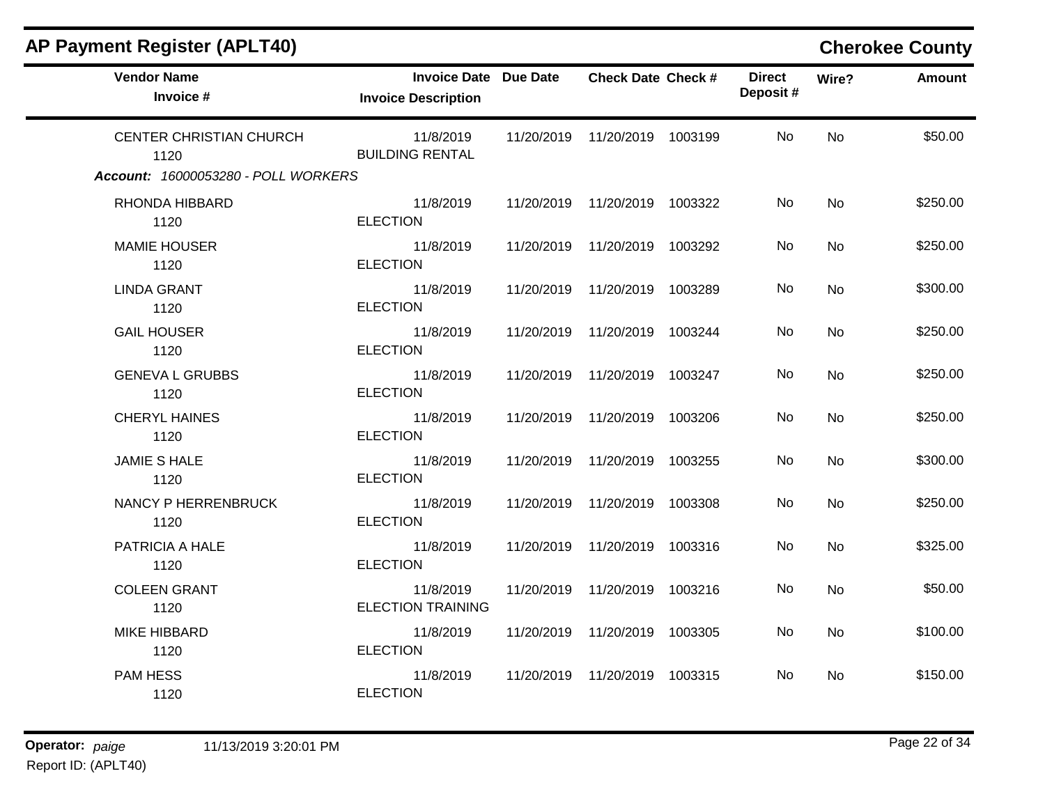## AP Payment Register (APLT40)

**Cherokee County**

| Vendor Name / Invoice # | Invoice Date / Invoice Description | Due Date | Check Date | Check # | Direct Deposit # | Wire? | Amount |
|---|---|---|---|---|---|---|---|
| CENTER CHRISTIAN CHURCH 1120 | 11/8/2019 BUILDING RENTAL | 11/20/2019 | 11/20/2019 | 1003199 | No | No | $50.00 |
| ***Account: 16000053280 - POLL WORKERS*** | | | | | | | |
| RHONDA HIBBARD 1120 | 11/8/2019 ELECTION | 11/20/2019 | 11/20/2019 | 1003322 | No | No | $250.00 |
| MAMIE HOUSER 1120 | 11/8/2019 ELECTION | 11/20/2019 | 11/20/2019 | 1003292 | No | No | $250.00 |
| LINDA GRANT 1120 | 11/8/2019 ELECTION | 11/20/2019 | 11/20/2019 | 1003289 | No | No | $300.00 |
| GAIL HOUSER 1120 | 11/8/2019 ELECTION | 11/20/2019 | 11/20/2019 | 1003244 | No | No | $250.00 |
| GENEVA L GRUBBS 1120 | 11/8/2019 ELECTION | 11/20/2019 | 11/20/2019 | 1003247 | No | No | $250.00 |
| CHERYL HAINES 1120 | 11/8/2019 ELECTION | 11/20/2019 | 11/20/2019 | 1003206 | No | No | $250.00 |
| JAMIE S HALE 1120 | 11/8/2019 ELECTION | 11/20/2019 | 11/20/2019 | 1003255 | No | No | $300.00 |
| NANCY P HERRENBRUCK 1120 | 11/8/2019 ELECTION | 11/20/2019 | 11/20/2019 | 1003308 | No | No | $250.00 |
| PATRICIA A HALE 1120 | 11/8/2019 ELECTION | 11/20/2019 | 11/20/2019 | 1003316 | No | No | $325.00 |
| COLEEN GRANT 1120 | 11/8/2019 ELECTION TRAINING | 11/20/2019 | 11/20/2019 | 1003216 | No | No | $50.00 |
| MIKE HIBBARD 1120 | 11/8/2019 ELECTION | 11/20/2019 | 11/20/2019 | 1003305 | No | No | $100.00 |
| PAM HESS 1120 | 11/8/2019 ELECTION | 11/20/2019 | 11/20/2019 | 1003315 | No | No | $150.00 |

**Operator:** *paige* 11/13/2019 3:20:01 PM

Report ID: (APLT40)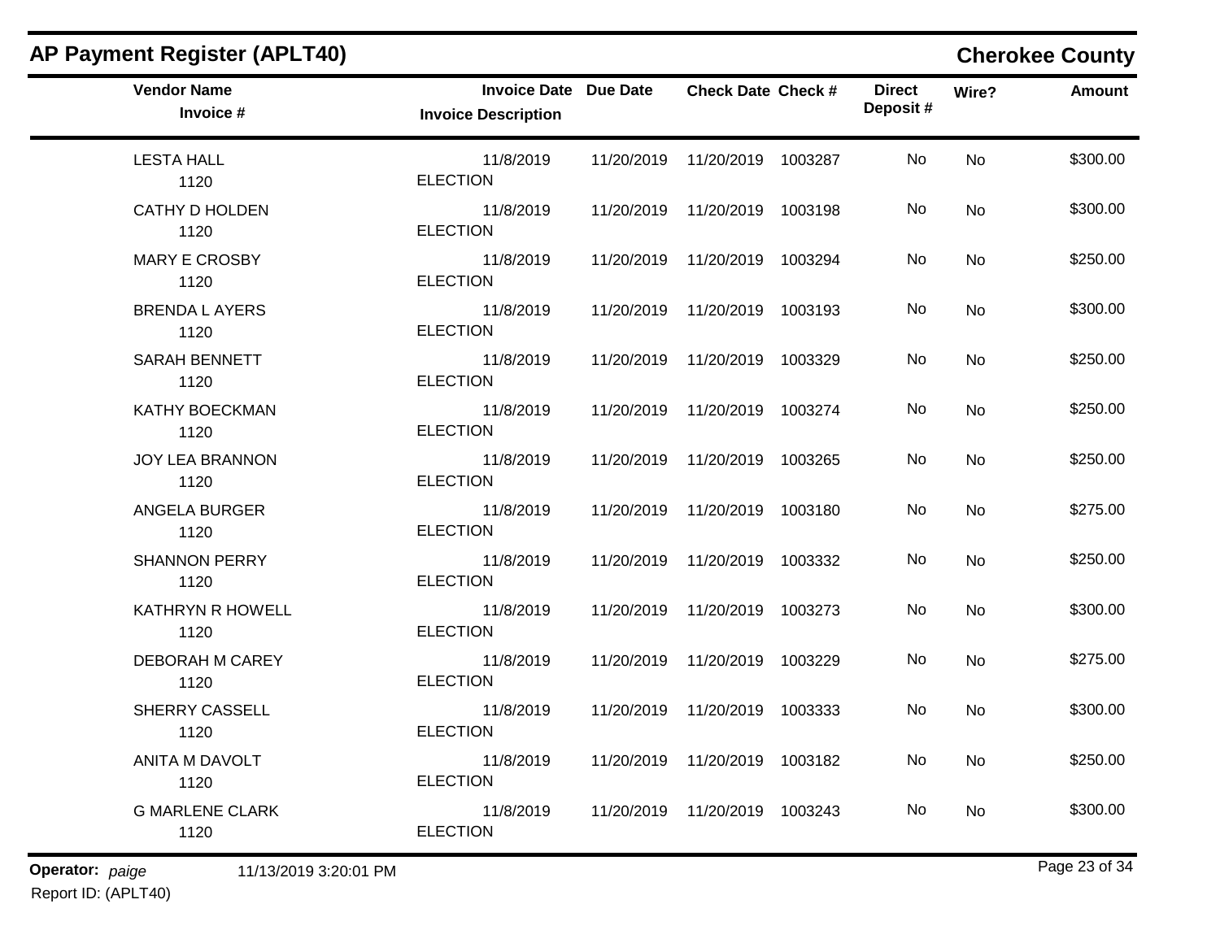## AP Payment Register (APLT40)

**Cherokee County**

| Vendor Name / Invoice # | Invoice Date / Invoice Description | Due Date | Check Date | Check # | Direct Deposit # | Wire? | Amount |
|---|---|---|---|---|---|---|---|
| LESTA HALL<br>1120 | 11/8/2019<br>ELECTION | 11/20/2019 | 11/20/2019 | 1003287 | No | No | $300.00 |
| CATHY D HOLDEN<br>1120 | 11/8/2019<br>ELECTION | 11/20/2019 | 11/20/2019 | 1003198 | No | No | $300.00 |
| MARY E CROSBY<br>1120 | 11/8/2019<br>ELECTION | 11/20/2019 | 11/20/2019 | 1003294 | No | No | $250.00 |
| BRENDA L AYERS<br>1120 | 11/8/2019<br>ELECTION | 11/20/2019 | 11/20/2019 | 1003193 | No | No | $300.00 |
| SARAH BENNETT<br>1120 | 11/8/2019<br>ELECTION | 11/20/2019 | 11/20/2019 | 1003329 | No | No | $250.00 |
| KATHY BOECKMAN<br>1120 | 11/8/2019<br>ELECTION | 11/20/2019 | 11/20/2019 | 1003274 | No | No | $250.00 |
| JOY LEA BRANNON<br>1120 | 11/8/2019<br>ELECTION | 11/20/2019 | 11/20/2019 | 1003265 | No | No | $250.00 |
| ANGELA BURGER<br>1120 | 11/8/2019<br>ELECTION | 11/20/2019 | 11/20/2019 | 1003180 | No | No | $275.00 |
| SHANNON PERRY<br>1120 | 11/8/2019<br>ELECTION | 11/20/2019 | 11/20/2019 | 1003332 | No | No | $250.00 |
| KATHRYN R HOWELL<br>1120 | 11/8/2019<br>ELECTION | 11/20/2019 | 11/20/2019 | 1003273 | No | No | $300.00 |
| DEBORAH M CAREY<br>1120 | 11/8/2019<br>ELECTION | 11/20/2019 | 11/20/2019 | 1003229 | No | No | $275.00 |
| SHERRY CASSELL<br>1120 | 11/8/2019<br>ELECTION | 11/20/2019 | 11/20/2019 | 1003333 | No | No | $300.00 |
| ANITA M DAVOLT<br>1120 | 11/8/2019<br>ELECTION | 11/20/2019 | 11/20/2019 | 1003182 | No | No | $250.00 |
| G MARLENE CLARK<br>1120 | 11/8/2019<br>ELECTION | 11/20/2019 | 11/20/2019 | 1003243 | No | No | $300.00 |

**Operator:** *paige* 11/13/2019 3:20:01 PM

Report ID: (APLT40)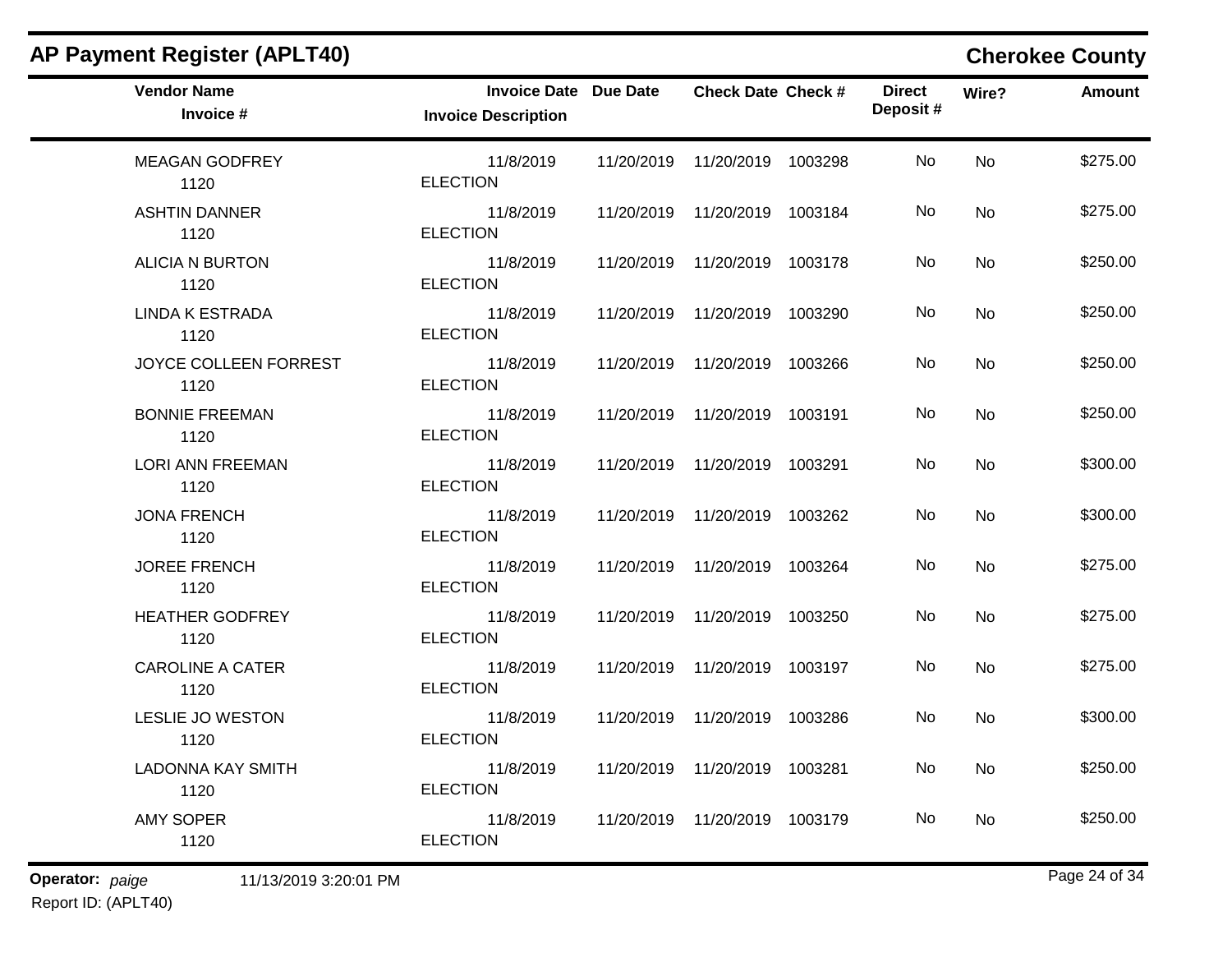## AP Payment Register (APLT40)

## Cherokee County

| Vendor Name / Invoice # | Invoice Date / Invoice Description | Due Date | Check Date | Check # | Direct Deposit # | Wire? | Amount |
|---|---|---|---|---|---|---|---|
| MEAGAN GODFREY<br>1120 | 11/8/2019<br>ELECTION | 11/20/2019 | 11/20/2019 | 1003298 | No | No | $275.00 |
| ASHTIN DANNER<br>1120 | 11/8/2019<br>ELECTION | 11/20/2019 | 11/20/2019 | 1003184 | No | No | $275.00 |
| ALICIA N BURTON<br>1120 | 11/8/2019<br>ELECTION | 11/20/2019 | 11/20/2019 | 1003178 | No | No | $250.00 |
| LINDA K ESTRADA<br>1120 | 11/8/2019<br>ELECTION | 11/20/2019 | 11/20/2019 | 1003290 | No | No | $250.00 |
| JOYCE COLLEEN FORREST<br>1120 | 11/8/2019<br>ELECTION | 11/20/2019 | 11/20/2019 | 1003266 | No | No | $250.00 |
| BONNIE FREEMAN<br>1120 | 11/8/2019<br>ELECTION | 11/20/2019 | 11/20/2019 | 1003191 | No | No | $250.00 |
| LORI ANN FREEMAN<br>1120 | 11/8/2019<br>ELECTION | 11/20/2019 | 11/20/2019 | 1003291 | No | No | $300.00 |
| JONA FRENCH<br>1120 | 11/8/2019<br>ELECTION | 11/20/2019 | 11/20/2019 | 1003262 | No | No | $300.00 |
| JOREE FRENCH<br>1120 | 11/8/2019<br>ELECTION | 11/20/2019 | 11/20/2019 | 1003264 | No | No | $275.00 |
| HEATHER GODFREY<br>1120 | 11/8/2019<br>ELECTION | 11/20/2019 | 11/20/2019 | 1003250 | No | No | $275.00 |
| CAROLINE A CATER<br>1120 | 11/8/2019<br>ELECTION | 11/20/2019 | 11/20/2019 | 1003197 | No | No | $275.00 |
| LESLIE JO WESTON<br>1120 | 11/8/2019<br>ELECTION | 11/20/2019 | 11/20/2019 | 1003286 | No | No | $300.00 |
| LADONNA KAY SMITH<br>1120 | 11/8/2019<br>ELECTION | 11/20/2019 | 11/20/2019 | 1003281 | No | No | $250.00 |
| AMY SOPER<br>1120 | 11/8/2019<br>ELECTION | 11/20/2019 | 11/20/2019 | 1003179 | No | No | $250.00 |

**Operator:** *paige* 11/13/2019 3:20:01 PM

Report ID: (APLT40)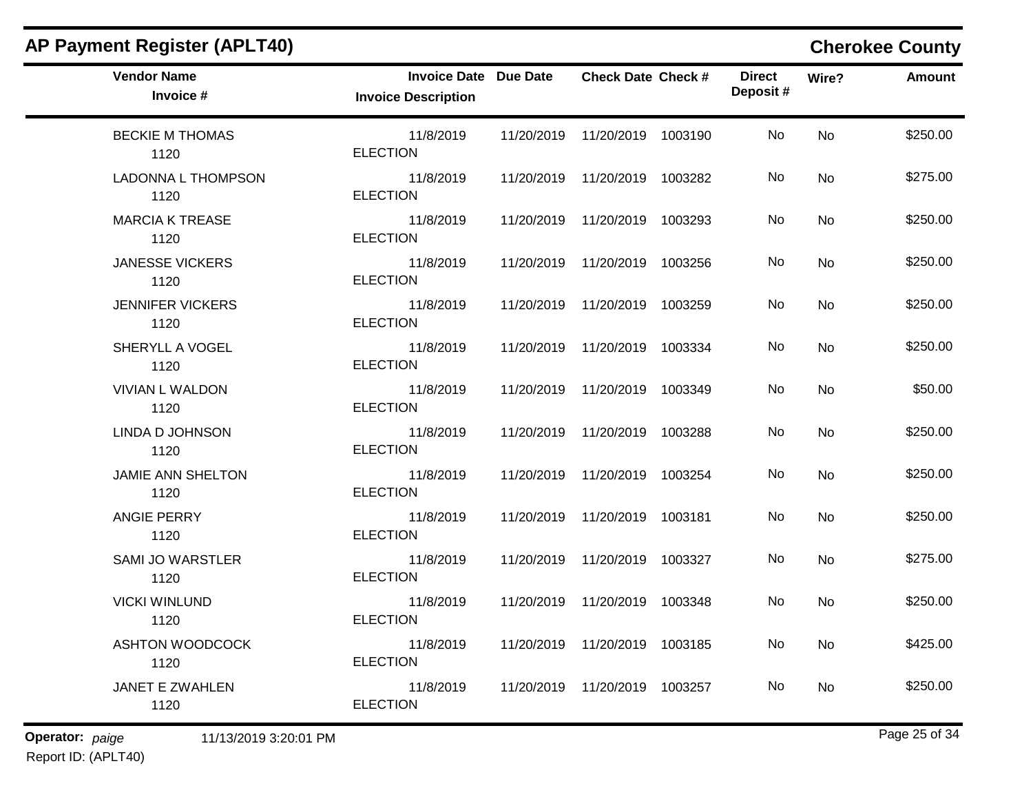## AP Payment Register (APLT40)

**Cherokee County**

| Vendor Name<br>Invoice # | Invoice Date<br>Invoice Description | Due Date | Check Date | Check # | Direct Deposit # | Wire? | Amount |
|---|---|---|---|---|---|---|---|
| BECKIE M THOMAS<br>1120 | 11/8/2019<br>ELECTION | 11/20/2019 | 11/20/2019 | 1003190 | No | No | $250.00 |
| LADONNA L THOMPSON<br>1120 | 11/8/2019<br>ELECTION | 11/20/2019 | 11/20/2019 | 1003282 | No | No | $275.00 |
| MARCIA K TREASE<br>1120 | 11/8/2019<br>ELECTION | 11/20/2019 | 11/20/2019 | 1003293 | No | No | $250.00 |
| JANESSE VICKERS<br>1120 | 11/8/2019<br>ELECTION | 11/20/2019 | 11/20/2019 | 1003256 | No | No | $250.00 |
| JENNIFER VICKERS<br>1120 | 11/8/2019<br>ELECTION | 11/20/2019 | 11/20/2019 | 1003259 | No | No | $250.00 |
| SHERYLL A VOGEL<br>1120 | 11/8/2019<br>ELECTION | 11/20/2019 | 11/20/2019 | 1003334 | No | No | $250.00 |
| VIVIAN L WALDON<br>1120 | 11/8/2019<br>ELECTION | 11/20/2019 | 11/20/2019 | 1003349 | No | No | $50.00 |
| LINDA D JOHNSON<br>1120 | 11/8/2019<br>ELECTION | 11/20/2019 | 11/20/2019 | 1003288 | No | No | $250.00 |
| JAMIE ANN SHELTON<br>1120 | 11/8/2019<br>ELECTION | 11/20/2019 | 11/20/2019 | 1003254 | No | No | $250.00 |
| ANGIE PERRY<br>1120 | 11/8/2019<br>ELECTION | 11/20/2019 | 11/20/2019 | 1003181 | No | No | $250.00 |
| SAMI JO WARSTLER<br>1120 | 11/8/2019<br>ELECTION | 11/20/2019 | 11/20/2019 | 1003327 | No | No | $275.00 |
| VICKI WINLUND<br>1120 | 11/8/2019<br>ELECTION | 11/20/2019 | 11/20/2019 | 1003348 | No | No | $250.00 |
| ASHTON WOODCOCK<br>1120 | 11/8/2019<br>ELECTION | 11/20/2019 | 11/20/2019 | 1003185 | No | No | $425.00 |
| JANET E ZWAHLEN<br>1120 | 11/8/2019<br>ELECTION | 11/20/2019 | 11/20/2019 | 1003257 | No | No | $250.00 |

**Operator:** *paige* 11/13/2019 3:20:01 PM

Report ID: (APLT40)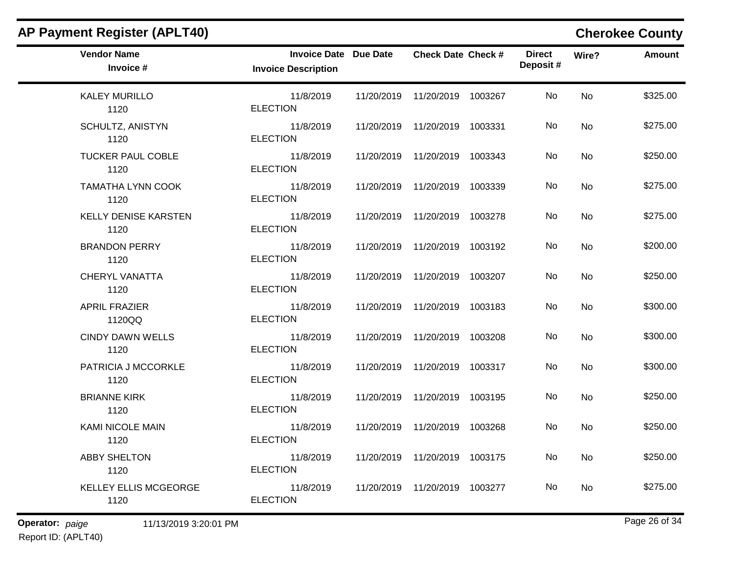## AP Payment Register (APLT40)

**Cherokee County**

| Vendor Name / Invoice # | Invoice Date / Invoice Description | Due Date | Check Date | Check # | Direct Deposit # | Wire? | Amount |
|---|---|---|---|---|---|---|---|
| KALEY MURILLO<br>1120 | 11/8/2019<br>ELECTION | 11/20/2019 | 11/20/2019 | 1003267 | No | No | $325.00 |
| SCHULTZ, ANISTYN<br>1120 | 11/8/2019<br>ELECTION | 11/20/2019 | 11/20/2019 | 1003331 | No | No | $275.00 |
| TUCKER PAUL COBLE<br>1120 | 11/8/2019<br>ELECTION | 11/20/2019 | 11/20/2019 | 1003343 | No | No | $250.00 |
| TAMATHA LYNN COOK<br>1120 | 11/8/2019<br>ELECTION | 11/20/2019 | 11/20/2019 | 1003339 | No | No | $275.00 |
| KELLY DENISE KARSTEN<br>1120 | 11/8/2019<br>ELECTION | 11/20/2019 | 11/20/2019 | 1003278 | No | No | $275.00 |
| BRANDON PERRY<br>1120 | 11/8/2019<br>ELECTION | 11/20/2019 | 11/20/2019 | 1003192 | No | No | $200.00 |
| CHERYL VANATTA<br>1120 | 11/8/2019<br>ELECTION | 11/20/2019 | 11/20/2019 | 1003207 | No | No | $250.00 |
| APRIL FRAZIER<br>1120QQ | 11/8/2019<br>ELECTION | 11/20/2019 | 11/20/2019 | 1003183 | No | No | $300.00 |
| CINDY DAWN WELLS<br>1120 | 11/8/2019<br>ELECTION | 11/20/2019 | 11/20/2019 | 1003208 | No | No | $300.00 |
| PATRICIA J MCCORKLE<br>1120 | 11/8/2019<br>ELECTION | 11/20/2019 | 11/20/2019 | 1003317 | No | No | $300.00 |
| BRIANNE KIRK<br>1120 | 11/8/2019<br>ELECTION | 11/20/2019 | 11/20/2019 | 1003195 | No | No | $250.00 |
| KAMI NICOLE MAIN<br>1120 | 11/8/2019<br>ELECTION | 11/20/2019 | 11/20/2019 | 1003268 | No | No | $250.00 |
| ABBY SHELTON<br>1120 | 11/8/2019<br>ELECTION | 11/20/2019 | 11/20/2019 | 1003175 | No | No | $250.00 |
| KELLEY ELLIS MCGEORGE<br>1120 | 11/8/2019<br>ELECTION | 11/20/2019 | 11/20/2019 | 1003277 | No | No | $275.00 |

**Operator:** *paige* 11/13/2019 3:20:01 PM

Report ID: (APLT40)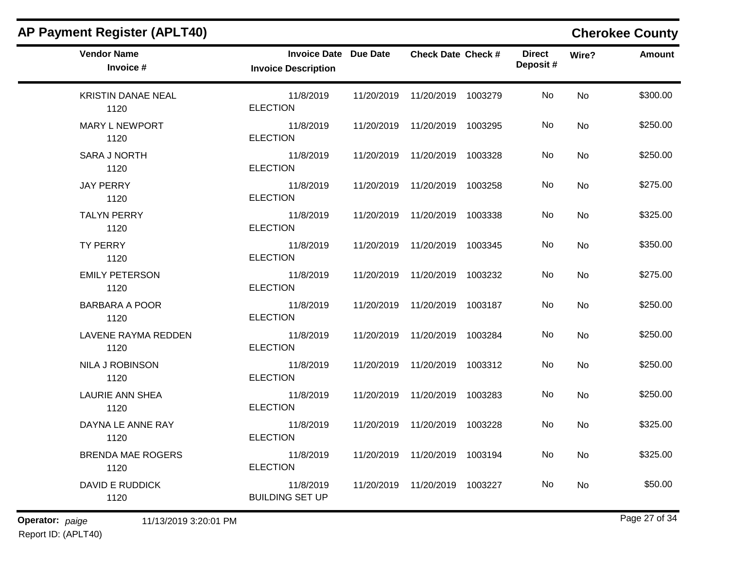# AP Payment Register (APLT40)

## Cherokee County

| Vendor Name / Invoice # | Invoice Date / Invoice Description | Due Date | Check Date | Check # | Direct Deposit # | Wire? | Amount |
|---|---|---|---|---|---|---|---|
| KRISTIN DANAE NEAL<br>1120 | 11/8/2019<br>ELECTION | 11/20/2019 | 11/20/2019 | 1003279 | No | No | $300.00 |
| MARY L NEWPORT<br>1120 | 11/8/2019<br>ELECTION | 11/20/2019 | 11/20/2019 | 1003295 | No | No | $250.00 |
| SARA J NORTH<br>1120 | 11/8/2019<br>ELECTION | 11/20/2019 | 11/20/2019 | 1003328 | No | No | $250.00 |
| JAY PERRY<br>1120 | 11/8/2019<br>ELECTION | 11/20/2019 | 11/20/2019 | 1003258 | No | No | $275.00 |
| TALYN PERRY<br>1120 | 11/8/2019<br>ELECTION | 11/20/2019 | 11/20/2019 | 1003338 | No | No | $325.00 |
| TY PERRY<br>1120 | 11/8/2019<br>ELECTION | 11/20/2019 | 11/20/2019 | 1003345 | No | No | $350.00 |
| EMILY PETERSON<br>1120 | 11/8/2019<br>ELECTION | 11/20/2019 | 11/20/2019 | 1003232 | No | No | $275.00 |
| BARBARA A POOR<br>1120 | 11/8/2019<br>ELECTION | 11/20/2019 | 11/20/2019 | 1003187 | No | No | $250.00 |
| LAVENE RAYMA REDDEN<br>1120 | 11/8/2019<br>ELECTION | 11/20/2019 | 11/20/2019 | 1003284 | No | No | $250.00 |
| NILA J ROBINSON<br>1120 | 11/8/2019<br>ELECTION | 11/20/2019 | 11/20/2019 | 1003312 | No | No | $250.00 |
| LAURIE ANN SHEA<br>1120 | 11/8/2019<br>ELECTION | 11/20/2019 | 11/20/2019 | 1003283 | No | No | $250.00 |
| DAYNA LE ANNE RAY<br>1120 | 11/8/2019<br>ELECTION | 11/20/2019 | 11/20/2019 | 1003228 | No | No | $325.00 |
| BRENDA MAE ROGERS<br>1120 | 11/8/2019<br>ELECTION | 11/20/2019 | 11/20/2019 | 1003194 | No | No | $325.00 |
| DAVID E RUDDICK<br>1120 | 11/8/2019<br>BUILDING SET UP | 11/20/2019 | 11/20/2019 | 1003227 | No | No | $50.00 |

**Operator:** *paige* 11/13/2019 3:20:01 PM
Report ID: (APLT40)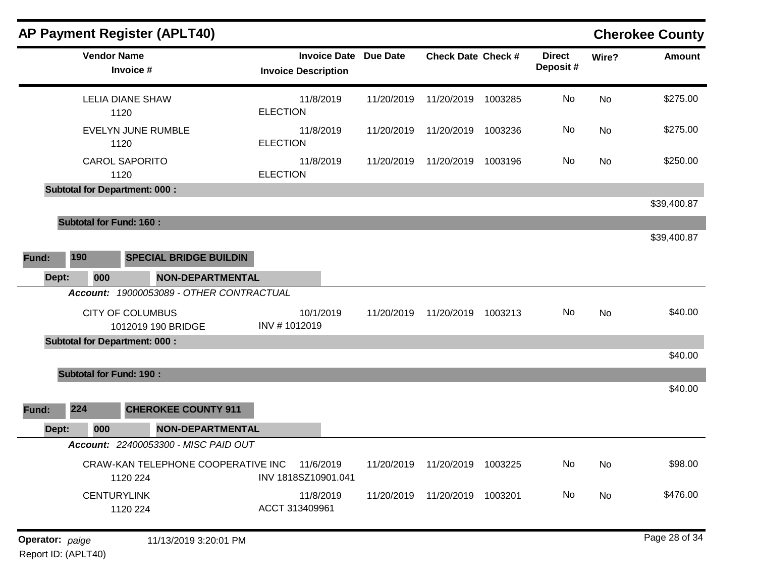## AP Payment Register (APLT40)

**Cherokee County**

| Vendor Name / Invoice # | Invoice Date / Invoice Description | Due Date | Check Date | Check # | Direct Deposit # | Wire? | Amount |
|---|---|---|---|---|---|---|---|
| LELIA DIANE SHAW<br>1120 | 11/8/2019<br>ELECTION | 11/20/2019 | 11/20/2019 | 1003285 | No | No | $275.00 |
| EVELYN JUNE RUMBLE<br>1120 | 11/8/2019<br>ELECTION | 11/20/2019 | 11/20/2019 | 1003236 | No | No | $275.00 |
| CAROL SAPORITO<br>1120 | 11/8/2019<br>ELECTION | 11/20/2019 | 11/20/2019 | 1003196 | No | No | $250.00 |
| **Subtotal for Department: 000 :** | | | | | | | $39,400.87 |
| **Subtotal for Fund: 160 :** | | | | | | | $39,400.87 |

**Fund:** 190 **SPECIAL BRIDGE BUILDIN**

**Dept:** 000 **NON-DEPARTMENTAL**

***Account:*** *19000053089 - OTHER CONTRACTUAL*

| Vendor Name / Invoice # | Invoice Date / Invoice Description | Due Date | Check Date | Check # | Direct Deposit # | Wire? | Amount |
|---|---|---|---|---|---|---|---|
| CITY OF COLUMBUS<br>1012019 190 BRIDGE | 10/1/2019<br>INV # 1012019 | 11/20/2019 | 11/20/2019 | 1003213 | No | No | $40.00 |
| **Subtotal for Department: 000 :** | | | | | | | $40.00 |
| **Subtotal for Fund: 190 :** | | | | | | | $40.00 |

**Fund:** 224 **CHEROKEE COUNTY 911**

**Dept:** 000 **NON-DEPARTMENTAL**

***Account:*** *22400053300 - MISC PAID OUT*

| Vendor Name / Invoice # | Invoice Date / Invoice Description | Due Date | Check Date | Check # | Direct Deposit # | Wire? | Amount |
|---|---|---|---|---|---|---|---|
| CRAW-KAN TELEPHONE COOPERATIVE INC<br>1120 224 | 11/6/2019<br>INV 1818SZ10901.041 | 11/20/2019 | 11/20/2019 | 1003225 | No | No | $98.00 |
| CENTURYLINK<br>1120 224 | 11/8/2019<br>ACCT 313409961 | 11/20/2019 | 11/20/2019 | 1003201 | No | No | $476.00 |

**Operator:** *paige* 11/13/2019 3:20:01 PM

Report ID: (APLT40)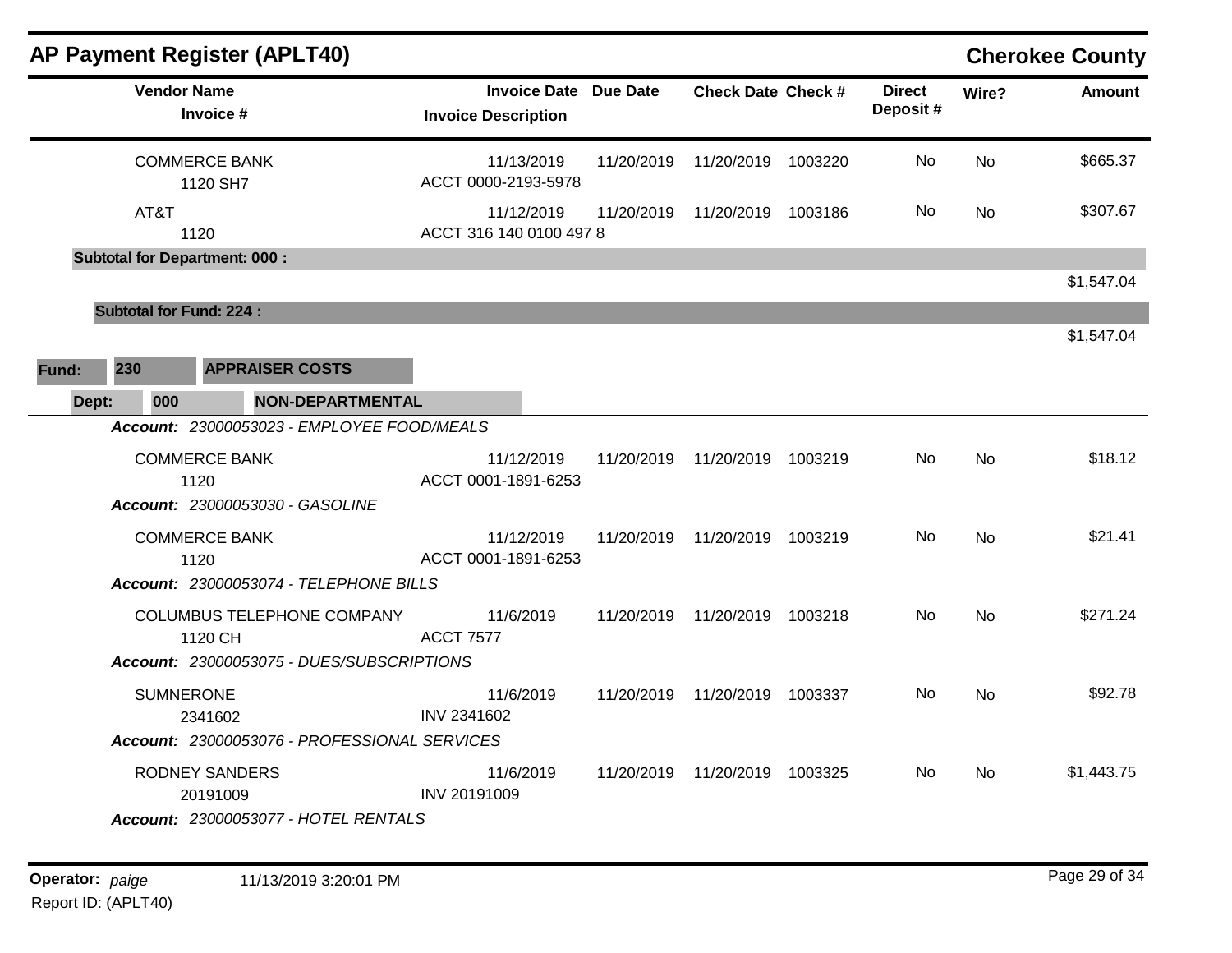## AP Payment Register (APLT40)

**Cherokee County**

| Vendor Name / Invoice # | Invoice Date / Invoice Description | Due Date | Check Date | Check # | Direct Deposit # | Wire? | Amount |
|---|---|---|---|---|---|---|---|
| COMMERCE BANK<br>1120 SH7 | 11/13/2019<br>ACCT 0000-2193-5978 | 11/20/2019 | 11/20/2019 | 1003220 | No | No | $665.37 |
| AT&T<br>1120 | 11/12/2019<br>ACCT 316 140 0100 497 8 | 11/20/2019 | 11/20/2019 | 1003186 | No | No | $307.67 |
| **Subtotal for Department: 000 :** | | | | | | | $1,547.04 |
| **Subtotal for Fund: 224 :** | | | | | | | $1,547.04 |

**Fund: 230 APPRAISER COSTS**

**Dept: 000 NON-DEPARTMENTAL**

| Vendor Name / Invoice # | Invoice Date / Invoice Description | Due Date | Check Date | Check # | Direct Deposit # | Wire? | Amount |
|---|---|---|---|---|---|---|---|
| ***Account: 23000053023 - EMPLOYEE FOOD/MEALS*** | | | | | | | |
| COMMERCE BANK<br>1120 | 11/12/2019<br>ACCT 0001-1891-6253 | 11/20/2019 | 11/20/2019 | 1003219 | No | No | $18.12 |
| ***Account: 23000053030 - GASOLINE*** | | | | | | | |
| COMMERCE BANK<br>1120 | 11/12/2019<br>ACCT 0001-1891-6253 | 11/20/2019 | 11/20/2019 | 1003219 | No | No | $21.41 |
| ***Account: 23000053074 - TELEPHONE BILLS*** | | | | | | | |
| COLUMBUS TELEPHONE COMPANY<br>1120 CH | 11/6/2019<br>ACCT 7577 | 11/20/2019 | 11/20/2019 | 1003218 | No | No | $271.24 |
| ***Account: 23000053075 - DUES/SUBSCRIPTIONS*** | | | | | | | |
| SUMNERONE<br>2341602 | 11/6/2019<br>INV 2341602 | 11/20/2019 | 11/20/2019 | 1003337 | No | No | $92.78 |
| ***Account: 23000053076 - PROFESSIONAL SERVICES*** | | | | | | | |
| RODNEY SANDERS<br>20191009 | 11/6/2019<br>INV 20191009 | 11/20/2019 | 11/20/2019 | 1003325 | No | No | $1,443.75 |
| ***Account: 23000053077 - HOTEL RENTALS*** | | | | | | | |

**Operator:** *paige* 11/13/2019 3:20:01 PM

Report ID: (APLT40)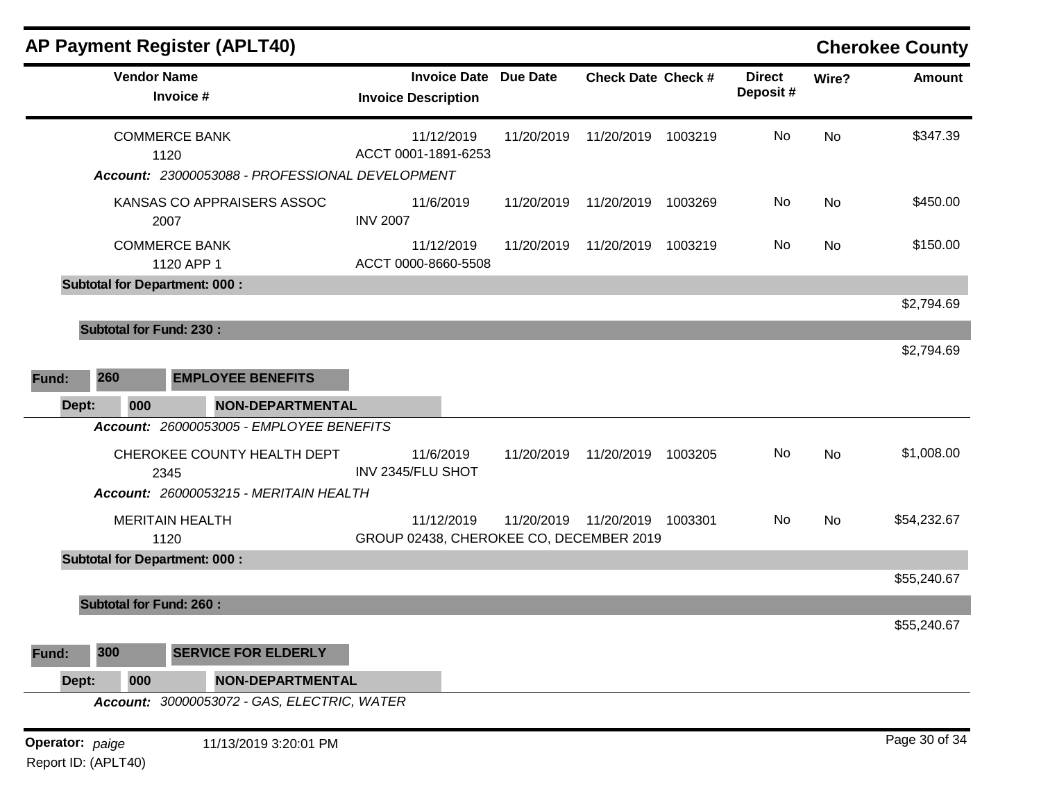## AP Payment Register (APLT40) — Cherokee County

| Vendor Name / Invoice # | Invoice Date / Invoice Description | Due Date | Check Date | Check # | Direct Deposit # | Wire? | Amount |
|---|---|---|---|---|---|---|---|
| COMMERCE BANK<br>1120 | 11/12/2019<br>ACCT 0001-1891-6253 | 11/20/2019 | 11/20/2019 | 1003219 | No | No | $347.39 |
| ***Account:* 23000053088 - PROFESSIONAL DEVELOPMENT** | | | | | | | |
| KANSAS CO APPRAISERS ASSOC<br>2007 | 11/6/2019<br>INV 2007 | 11/20/2019 | 11/20/2019 | 1003269 | No | No | $450.00 |
| COMMERCE BANK<br>1120 APP 1 | 11/12/2019<br>ACCT 0000-8660-5508 | 11/20/2019 | 11/20/2019 | 1003219 | No | No | $150.00 |
| **Subtotal for Department: 000 :** | | | | | | | $2,794.69 |
| **Subtotal for Fund: 230 :** | | | | | | | $2,794.69 |

**Fund: 260 EMPLOYEE BENEFITS**

**Dept: 000 NON-DEPARTMENTAL**

| Vendor Name / Invoice # | Invoice Date / Invoice Description | Due Date | Check Date | Check # | Direct Deposit # | Wire? | Amount |
|---|---|---|---|---|---|---|---|
| ***Account:* 26000053005 - EMPLOYEE BENEFITS** | | | | | | | |
| CHEROKEE COUNTY HEALTH DEPT<br>2345 | 11/6/2019<br>INV 2345/FLU SHOT | 11/20/2019 | 11/20/2019 | 1003205 | No | No | $1,008.00 |
| ***Account:* 26000053215 - MERITAIN HEALTH** | | | | | | | |
| MERITAIN HEALTH<br>1120 | 11/12/2019<br>GROUP 02438, CHEROKEE CO, DECEMBER 2019 | 11/20/2019 | 11/20/2019 | 1003301 | No | No | $54,232.67 |
| **Subtotal for Department: 000 :** | | | | | | | $55,240.67 |
| **Subtotal for Fund: 260 :** | | | | | | | $55,240.67 |

**Fund: 300 SERVICE FOR ELDERLY**

**Dept: 000 NON-DEPARTMENTAL**

***Account:* 30000053072 - GAS, ELECTRIC, WATER**

Operator: *paige* 11/13/2019 3:20:01 PM
Report ID: (APLT40)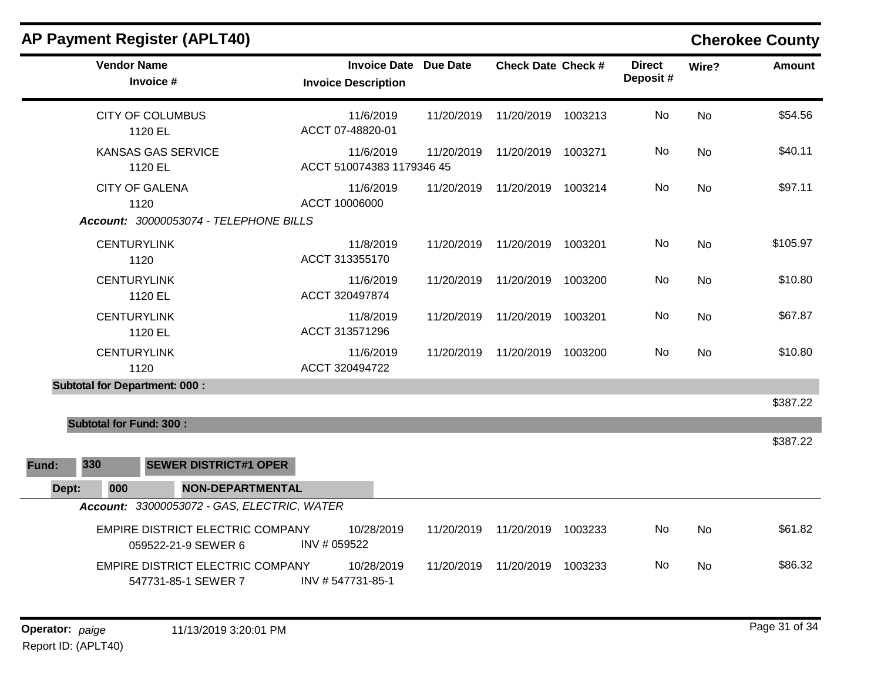## AP Payment Register (APLT40)

## Cherokee County

| Vendor Name / Invoice # | Invoice Date / Invoice Description | Due Date | Check Date | Check # | Direct Deposit # | Wire? | Amount |
|---|---|---|---|---|---|---|---|
| CITY OF COLUMBUS<br>1120 EL | 11/6/2019<br>ACCT 07-48820-01 | 11/20/2019 | 11/20/2019 | 1003213 | No | No | $54.56 |
| KANSAS GAS SERVICE<br>1120 EL | 11/6/2019<br>ACCT 510074383 1179346 45 | 11/20/2019 | 11/20/2019 | 1003271 | No | No | $40.11 |
| CITY OF GALENA<br>1120 | 11/6/2019<br>ACCT 10006000 | 11/20/2019 | 11/20/2019 | 1003214 | No | No | $97.11 |
| ***Account:** 30000053074 - TELEPHONE BILLS* | | | | | | | |
| CENTURYLINK<br>1120 | 11/8/2019<br>ACCT 313355170 | 11/20/2019 | 11/20/2019 | 1003201 | No | No | $105.97 |
| CENTURYLINK<br>1120 EL | 11/6/2019<br>ACCT 320497874 | 11/20/2019 | 11/20/2019 | 1003200 | No | No | $10.80 |
| CENTURYLINK<br>1120 EL | 11/8/2019<br>ACCT 313571296 | 11/20/2019 | 11/20/2019 | 1003201 | No | No | $67.87 |
| CENTURYLINK<br>1120 | 11/6/2019<br>ACCT 320494722 | 11/20/2019 | 11/20/2019 | 1003200 | No | No | $10.80 |
| **Subtotal for Department: 000 :** | | | | | | | $387.22 |
| **Subtotal for Fund: 300 :** | | | | | | | $387.22 |

**Fund:** 330 **SEWER DISTRICT#1 OPER**

**Dept:** 000 **NON-DEPARTMENTAL**

***Account:** 33000053072 - GAS, ELECTRIC, WATER*

| Vendor Name / Invoice # | Invoice Date / Invoice Description | Due Date | Check Date | Check # | Direct Deposit # | Wire? | Amount |
|---|---|---|---|---|---|---|---|
| EMPIRE DISTRICT ELECTRIC COMPANY<br>059522-21-9 SEWER 6 | 10/28/2019<br>INV # 059522 | 11/20/2019 | 11/20/2019 | 1003233 | No | No | $61.82 |
| EMPIRE DISTRICT ELECTRIC COMPANY<br>547731-85-1 SEWER 7 | 10/28/2019<br>INV # 547731-85-1 | 11/20/2019 | 11/20/2019 | 1003233 | No | No | $86.32 |

**Operator:** *paige* 11/13/2019 3:20:01 PM
Report ID: (APLT40)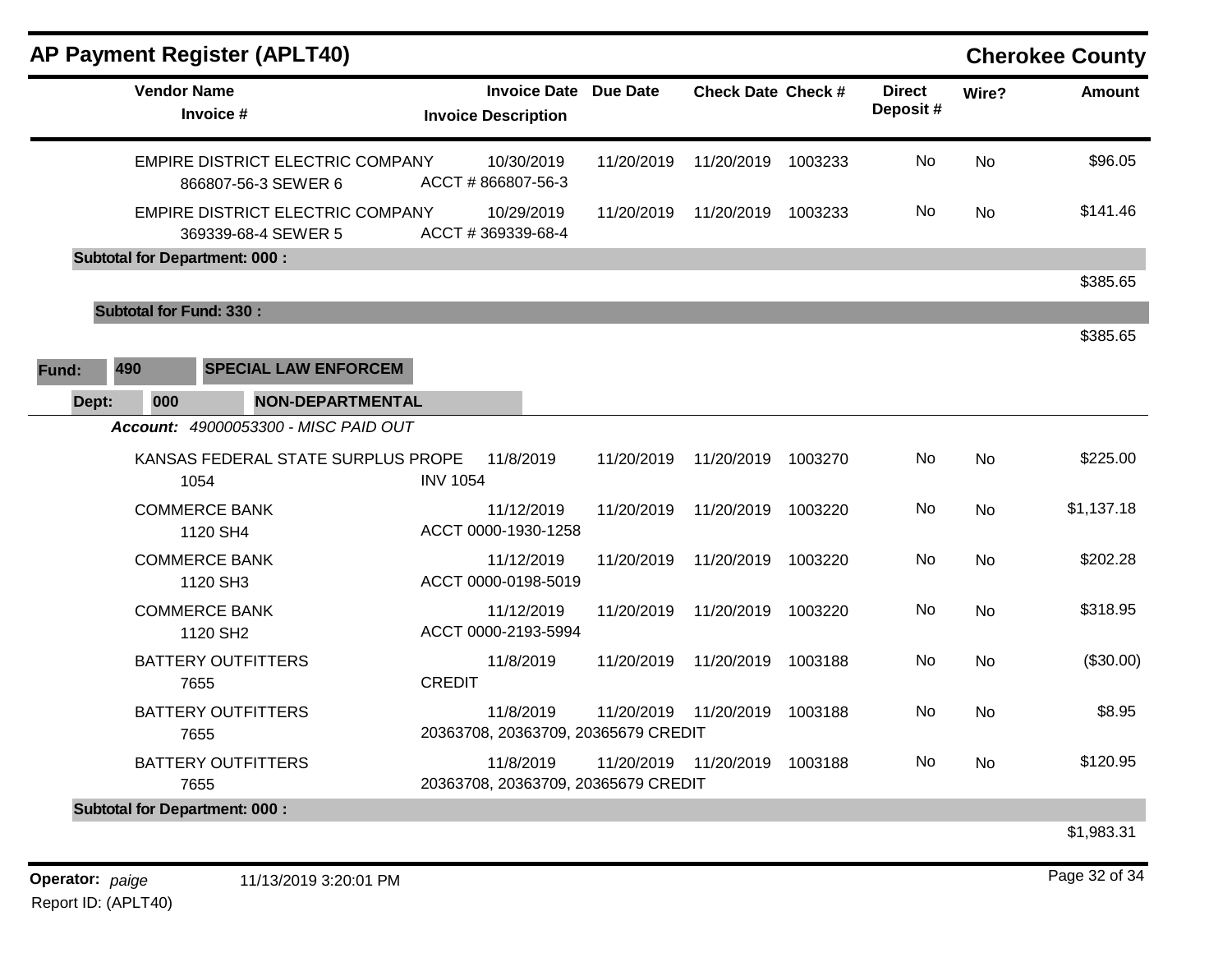## AP Payment Register (APLT40)

**Cherokee County**

| Vendor Name / Invoice # | Invoice Date / Invoice Description | Due Date | Check Date | Check # | Direct Deposit # | Wire? | Amount |
|---|---|---|---|---|---|---|---|
| EMPIRE DISTRICT ELECTRIC COMPANY<br>866807-56-3 SEWER 6 | 10/30/2019<br>ACCT # 866807-56-3 | 11/20/2019 | 11/20/2019 | 1003233 | No | No | $96.05 |
| EMPIRE DISTRICT ELECTRIC COMPANY<br>369339-68-4 SEWER 5 | 10/29/2019<br>ACCT # 369339-68-4 | 11/20/2019 | 11/20/2019 | 1003233 | No | No | $141.46 |
| **Subtotal for Department: 000 :** | | | | | | | $385.65 |
| **Subtotal for Fund: 330 :** | | | | | | | $385.65 |

**Fund:** 490 **SPECIAL LAW ENFORCEM**

**Dept:** 000 **NON-DEPARTMENTAL**

***Account:*** *49000053300 - MISC PAID OUT*

| Vendor Name / Invoice # | Invoice Date / Invoice Description | Due Date | Check Date | Check # | Direct Deposit # | Wire? | Amount |
|---|---|---|---|---|---|---|---|
| KANSAS FEDERAL STATE SURPLUS PROPE<br>1054 | 11/8/2019<br>INV 1054 | 11/20/2019 | 11/20/2019 | 1003270 | No | No | $225.00 |
| COMMERCE BANK<br>1120 SH4 | 11/12/2019<br>ACCT 0000-1930-1258 | 11/20/2019 | 11/20/2019 | 1003220 | No | No | $1,137.18 |
| COMMERCE BANK<br>1120 SH3 | 11/12/2019<br>ACCT 0000-0198-5019 | 11/20/2019 | 11/20/2019 | 1003220 | No | No | $202.28 |
| COMMERCE BANK<br>1120 SH2 | 11/12/2019<br>ACCT 0000-2193-5994 | 11/20/2019 | 11/20/2019 | 1003220 | No | No | $318.95 |
| BATTERY OUTFITTERS<br>7655 | 11/8/2019<br>CREDIT | 11/20/2019 | 11/20/2019 | 1003188 | No | No | ($30.00) |
| BATTERY OUTFITTERS<br>7655 | 11/8/2019<br>20363708, 20363709, 20365679 CREDIT | 11/20/2019 | 11/20/2019 | 1003188 | No | No | $8.95 |
| BATTERY OUTFITTERS<br>7655 | 11/8/2019<br>20363708, 20363709, 20365679 CREDIT | 11/20/2019 | 11/20/2019 | 1003188 | No | No | $120.95 |
| **Subtotal for Department: 000 :** | | | | | | | $1,983.31 |

**Operator:** *paige* 11/13/2019 3:20:01 PM

Report ID: (APLT40)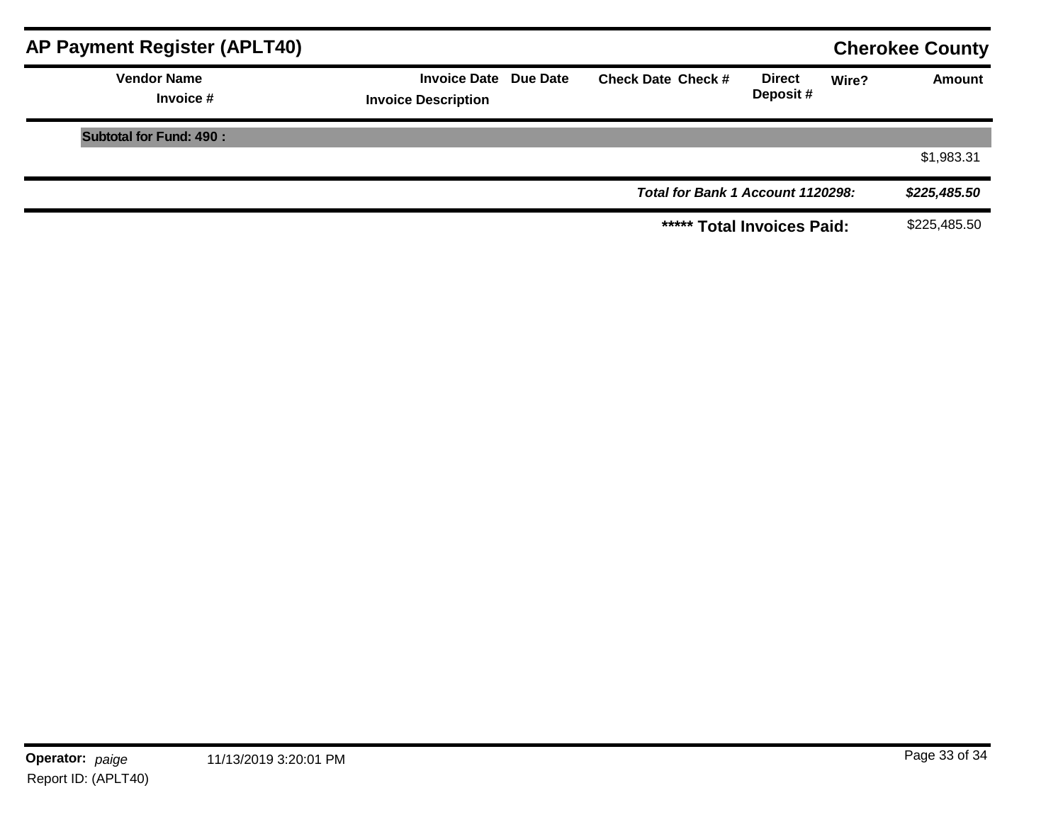## AP Payment Register (APLT40)

**Cherokee County**

| Vendor Name / Invoice # | Invoice Date / Invoice Description | Due Date | Check Date | Check # | Direct Deposit # | Wire? | Amount |
|---|---|---|---|---|---|---|---|
| **Subtotal for Fund: 490 :** | | | | | | | $1,983.31 |
| | | | | | ***Total for Bank 1 Account 1120298:*** | | ***$225,485.50*** |
| | | | | | **\*\*\*\*\* Total Invoices Paid:** | | $225,485.50 |

**Operator:** *paige* 11/13/2019 3:20:01 PM

Report ID: (APLT40)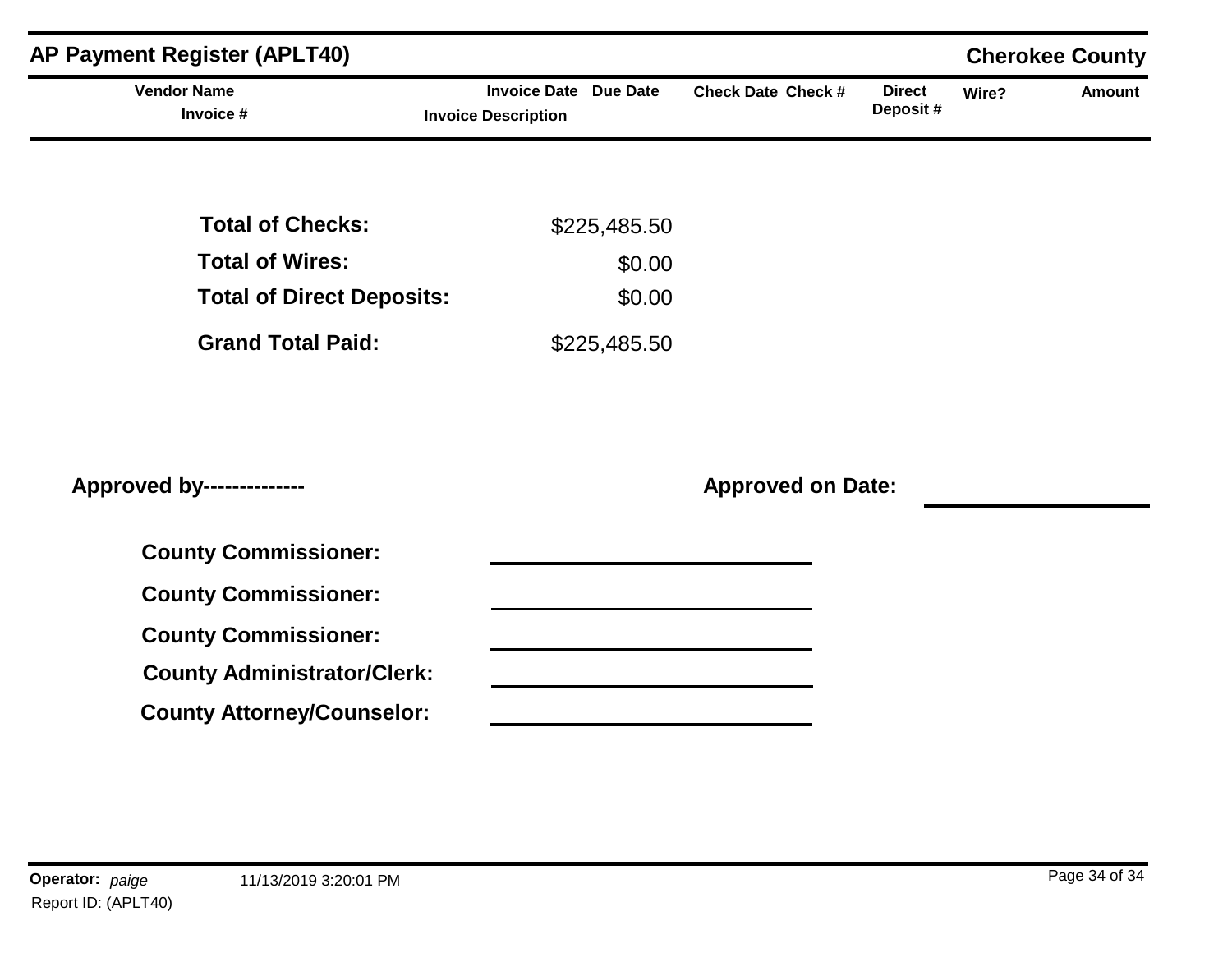# AP Payment Register (APLT40)

## Cherokee County

| Vendor Name / Invoice # | Invoice Date / Invoice Description | Due Date | Check Date | Check # | Direct Deposit # | Wire? | Amount |
|---|---|---|---|---|---|---|---|

| | |
|---|---|
| **Total of Checks:** | $225,485.50 |
| **Total of Wires:** | $0.00 |
| **Total of Direct Deposits:** | $0.00 |
| **Grand Total Paid:** | $225,485.50 |

**Approved by--------------** **Approved on Date:** ____________________

**County Commissioner:** ____________________

**County Commissioner:** ____________________

**County Commissioner:** ____________________

**County Administrator/Clerk:** ____________________

**County Attorney/Counselor:** ____________________

**Operator:** *paige* 11/13/2019 3:20:01 PM

Report ID: (APLT40)